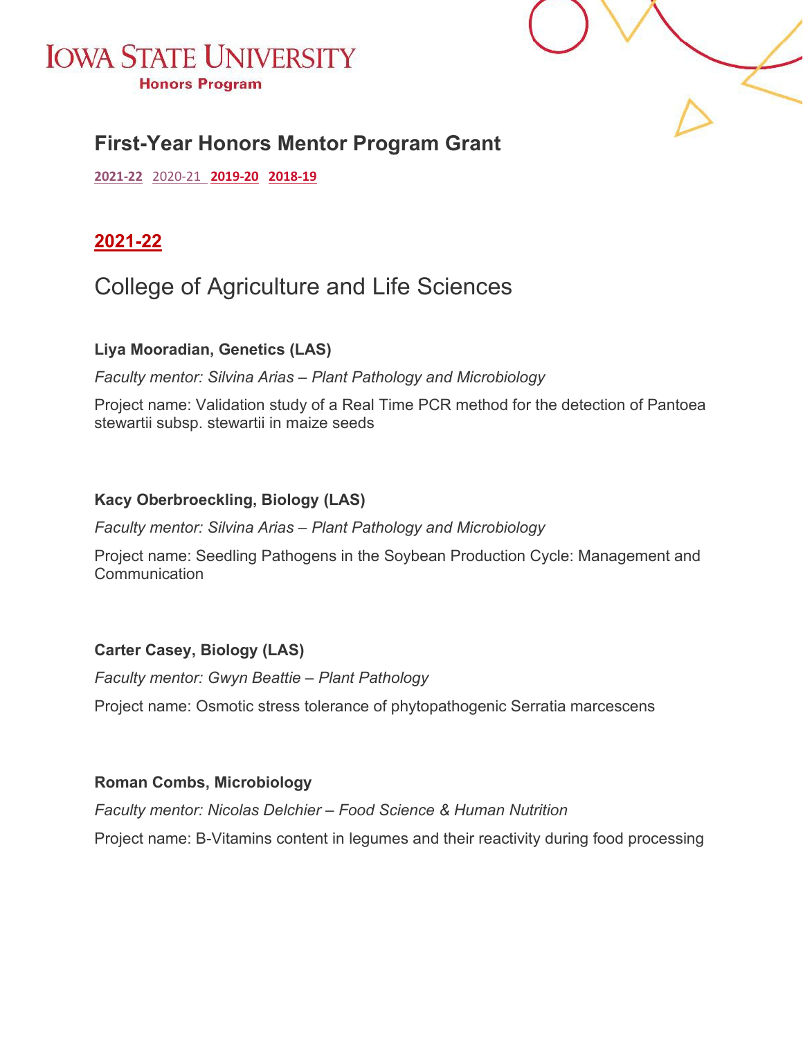# IOWA STATE UNIVERSITY
**Honors Program**

## First-Year Honors Mentor Program Grant

**2021-22** 2020-21 **2019-20** **2018-19**

## 2021-22

### College of Agriculture and Life Sciences

**Liya Mooradian, Genetics (LAS)**

*Faculty mentor: Silvina Arias – Plant Pathology and Microbiology*

Project name: Validation study of a Real Time PCR method for the detection of Pantoea stewartii subsp. stewartii in maize seeds

**Kacy Oberbroeckling, Biology (LAS)**

*Faculty mentor: Silvina Arias – Plant Pathology and Microbiology*

Project name: Seedling Pathogens in the Soybean Production Cycle: Management and Communication

**Carter Casey, Biology (LAS)**

*Faculty mentor: Gwyn Beattie – Plant Pathology*

Project name: Osmotic stress tolerance of phytopathogenic Serratia marcescens

**Roman Combs, Microbiology**

*Faculty mentor: Nicolas Delchier – Food Science & Human Nutrition*

Project name: B-Vitamins content in legumes and their reactivity during food processing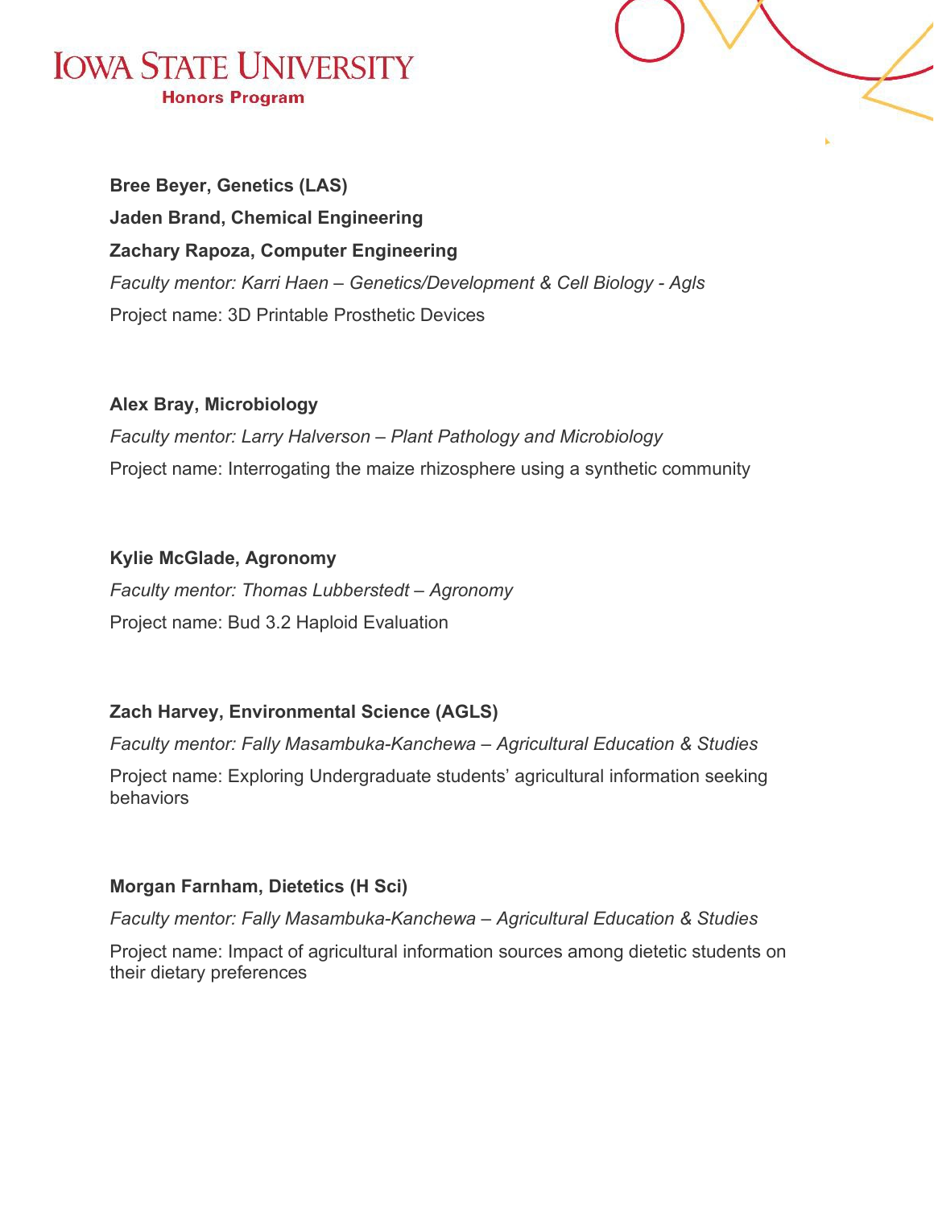**Bree Beyer, Genetics (LAS)**

**Jaden Brand, Chemical Engineering**

**Zachary Rapoza, Computer Engineering**

*Faculty mentor: Karri Haen – Genetics/Development & Cell Biology - Agls*

Project name: 3D Printable Prosthetic Devices

**Alex Bray, Microbiology**

*Faculty mentor: Larry Halverson – Plant Pathology and Microbiology*

Project name: Interrogating the maize rhizosphere using a synthetic community

**Kylie McGlade, Agronomy**

*Faculty mentor: Thomas Lubberstedt – Agronomy*

Project name: Bud 3.2 Haploid Evaluation

**Zach Harvey, Environmental Science (AGLS)**

*Faculty mentor: Fally Masambuka-Kanchewa – Agricultural Education & Studies*

Project name: Exploring Undergraduate students' agricultural information seeking behaviors

**Morgan Farnham, Dietetics (H Sci)**

*Faculty mentor: Fally Masambuka-Kanchewa – Agricultural Education & Studies*

Project name: Impact of agricultural information sources among dietetic students on their dietary preferences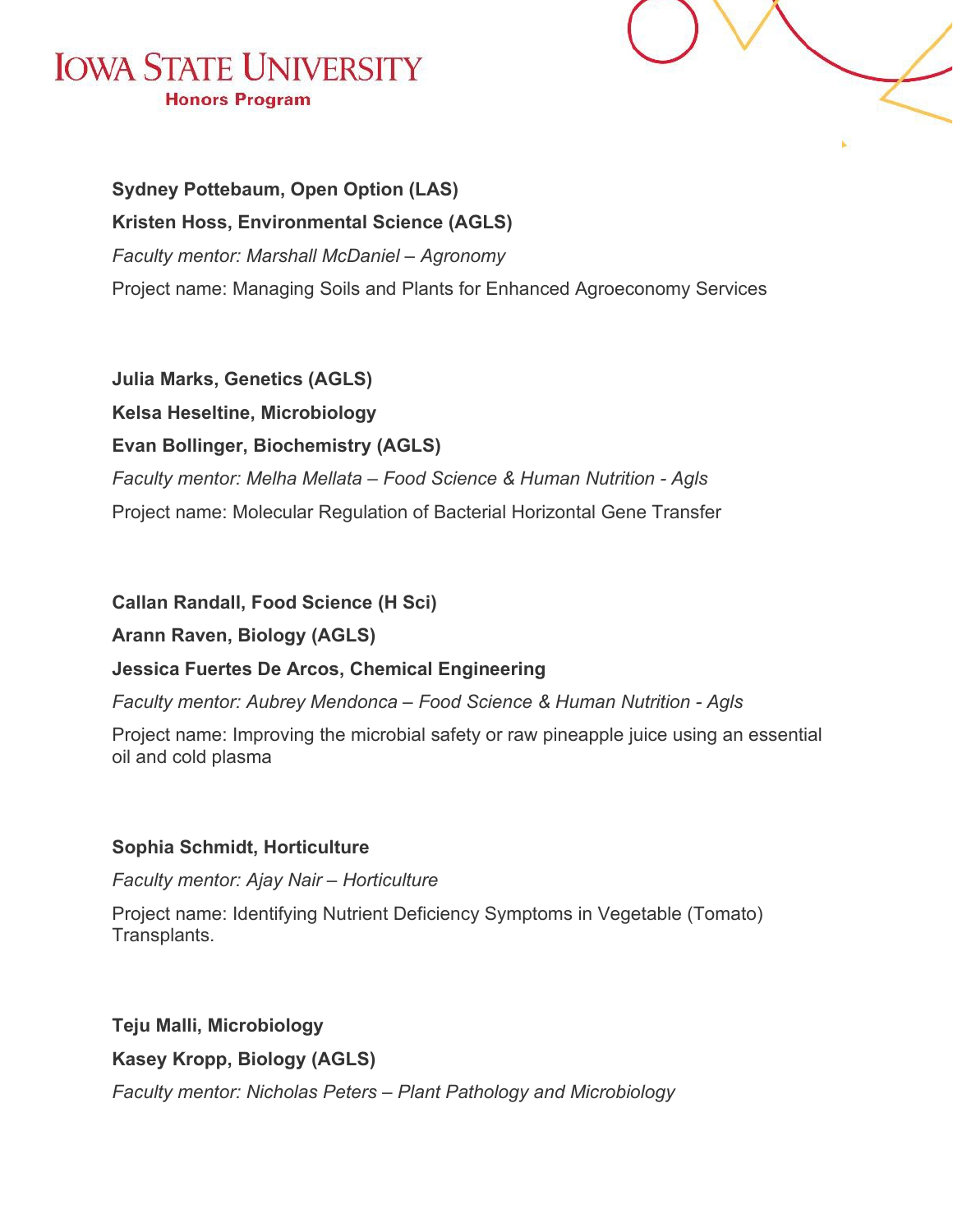**Sydney Pottebaum, Open Option (LAS)**

**Kristen Hoss, Environmental Science (AGLS)**

*Faculty mentor: Marshall McDaniel – Agronomy*

Project name: Managing Soils and Plants for Enhanced Agroeconomy Services

**Julia Marks, Genetics (AGLS)**

**Kelsa Heseltine, Microbiology**

**Evan Bollinger, Biochemistry (AGLS)**

*Faculty mentor: Melha Mellata – Food Science & Human Nutrition - Agls*

Project name: Molecular Regulation of Bacterial Horizontal Gene Transfer

**Callan Randall, Food Science (H Sci)**

**Arann Raven, Biology (AGLS)**

**Jessica Fuertes De Arcos, Chemical Engineering**

*Faculty mentor: Aubrey Mendonca – Food Science & Human Nutrition - Agls*

Project name: Improving the microbial safety or raw pineapple juice using an essential oil and cold plasma

**Sophia Schmidt, Horticulture**

*Faculty mentor: Ajay Nair – Horticulture*

Project name: Identifying Nutrient Deficiency Symptoms in Vegetable (Tomato) Transplants.

**Teju Malli, Microbiology**

**Kasey Kropp, Biology (AGLS)**

*Faculty mentor: Nicholas Peters – Plant Pathology and Microbiology*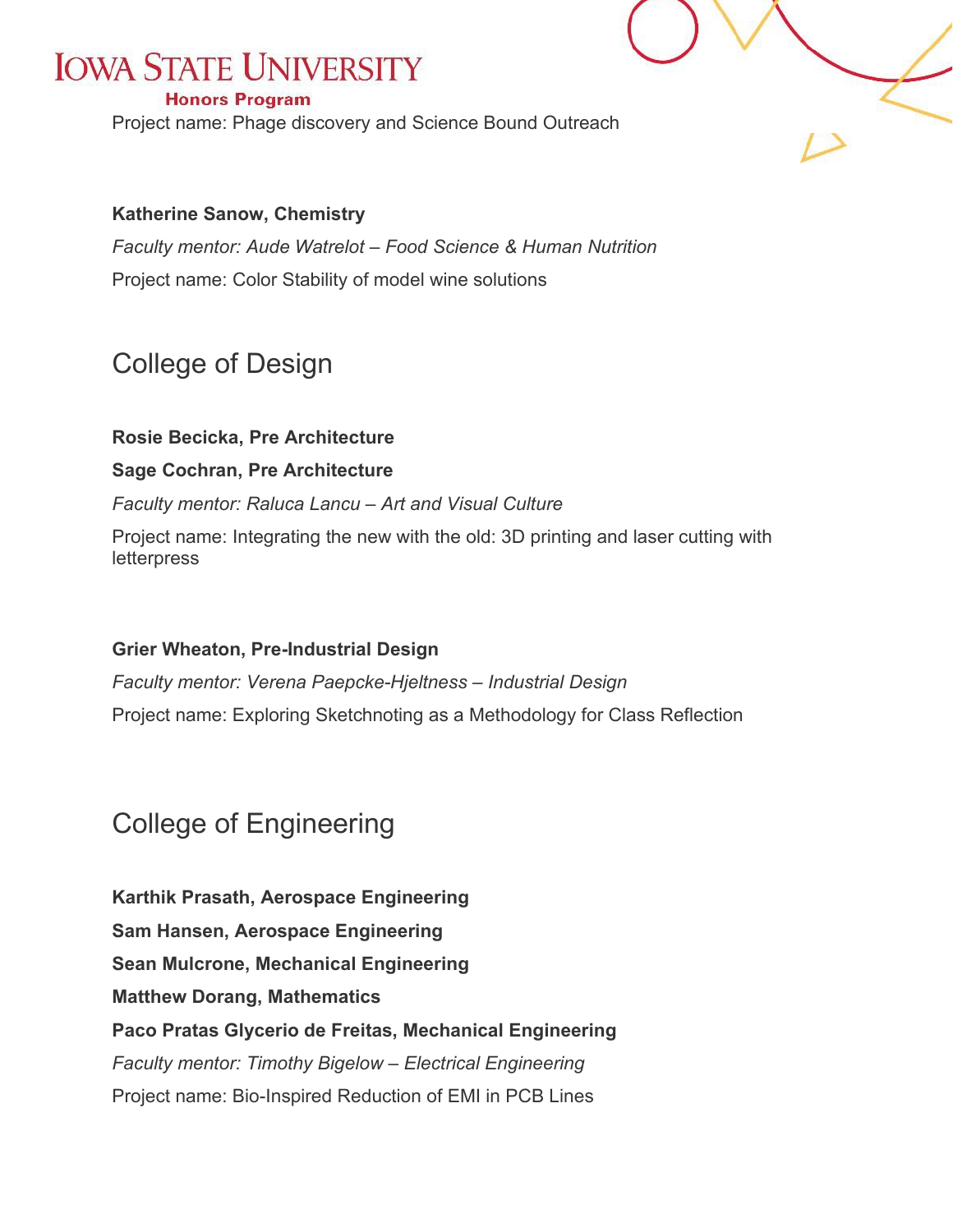Project name: Phage discovery and Science Bound Outreach

**Katherine Sanow, Chemistry**

*Faculty mentor: Aude Watrelot – Food Science & Human Nutrition*

Project name: Color Stability of model wine solutions

## College of Design

**Rosie Becicka, Pre Architecture**

**Sage Cochran, Pre Architecture**

*Faculty mentor: Raluca Iancu – Art and Visual Culture*

Project name: Integrating the new with the old: 3D printing and laser cutting with letterpress

**Grier Wheaton, Pre-Industrial Design**

*Faculty mentor: Verena Paepcke-Hjeltness – Industrial Design*

Project name: Exploring Sketchnoting as a Methodology for Class Reflection

## College of Engineering

**Karthik Prasath, Aerospace Engineering**

**Sam Hansen, Aerospace Engineering**

**Sean Mulcrone, Mechanical Engineering**

**Matthew Dorang, Mathematics**

**Paco Pratas Glycerio de Freitas, Mechanical Engineering**

*Faculty mentor: Timothy Bigelow – Electrical Engineering*

Project name: Bio-Inspired Reduction of EMI in PCB Lines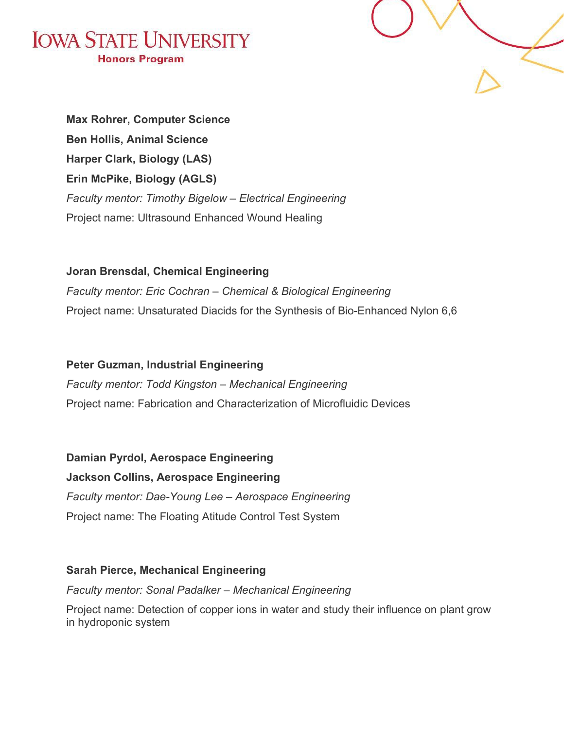**Max Rohrer, Computer Science**

**Ben Hollis, Animal Science**

**Harper Clark, Biology (LAS)**

**Erin McPike, Biology (AGLS)**

*Faculty mentor: Timothy Bigelow – Electrical Engineering*

Project name: Ultrasound Enhanced Wound Healing

**Joran Brensdal, Chemical Engineering**

*Faculty mentor: Eric Cochran – Chemical & Biological Engineering*

Project name: Unsaturated Diacids for the Synthesis of Bio-Enhanced Nylon 6,6

**Peter Guzman, Industrial Engineering**

*Faculty mentor: Todd Kingston – Mechanical Engineering*

Project name: Fabrication and Characterization of Microfluidic Devices

**Damian Pyrdol, Aerospace Engineering**

**Jackson Collins, Aerospace Engineering**

*Faculty mentor: Dae-Young Lee – Aerospace Engineering*

Project name: The Floating Atitude Control Test System

**Sarah Pierce, Mechanical Engineering**

*Faculty mentor: Sonal Padalker – Mechanical Engineering*

Project name: Detection of copper ions in water and study their influence on plant grow in hydroponic system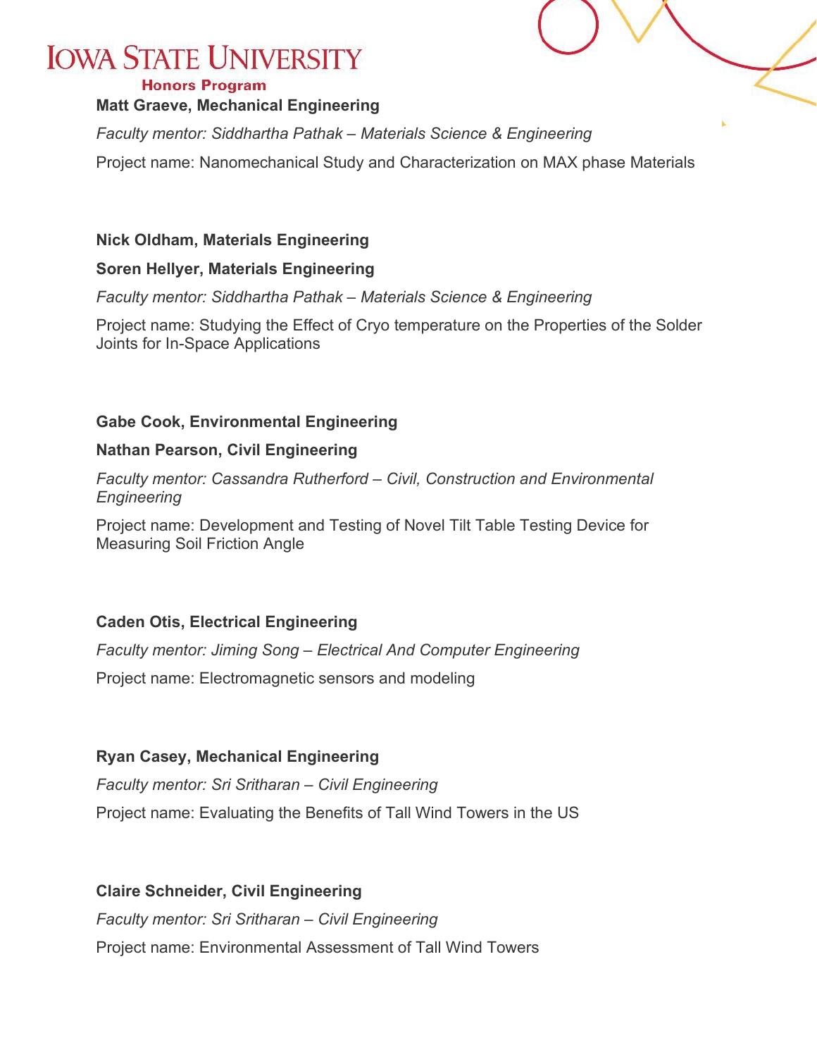**Matt Graeve, Mechanical Engineering**

*Faculty mentor: Siddhartha Pathak – Materials Science & Engineering*

Project name: Nanomechanical Study and Characterization on MAX phase Materials

**Nick Oldham, Materials Engineering**

**Soren Hellyer, Materials Engineering**

*Faculty mentor: Siddhartha Pathak – Materials Science & Engineering*

Project name: Studying the Effect of Cryo temperature on the Properties of the Solder Joints for In-Space Applications

**Gabe Cook, Environmental Engineering**

**Nathan Pearson, Civil Engineering**

*Faculty mentor: Cassandra Rutherford – Civil, Construction and Environmental Engineering*

Project name: Development and Testing of Novel Tilt Table Testing Device for Measuring Soil Friction Angle

**Caden Otis, Electrical Engineering**

*Faculty mentor: Jiming Song – Electrical And Computer Engineering*

Project name: Electromagnetic sensors and modeling

**Ryan Casey, Mechanical Engineering**

*Faculty mentor: Sri Sritharan – Civil Engineering*

Project name: Evaluating the Benefits of Tall Wind Towers in the US

**Claire Schneider, Civil Engineering**

*Faculty mentor: Sri Sritharan – Civil Engineering*

Project name: Environmental Assessment of Tall Wind Towers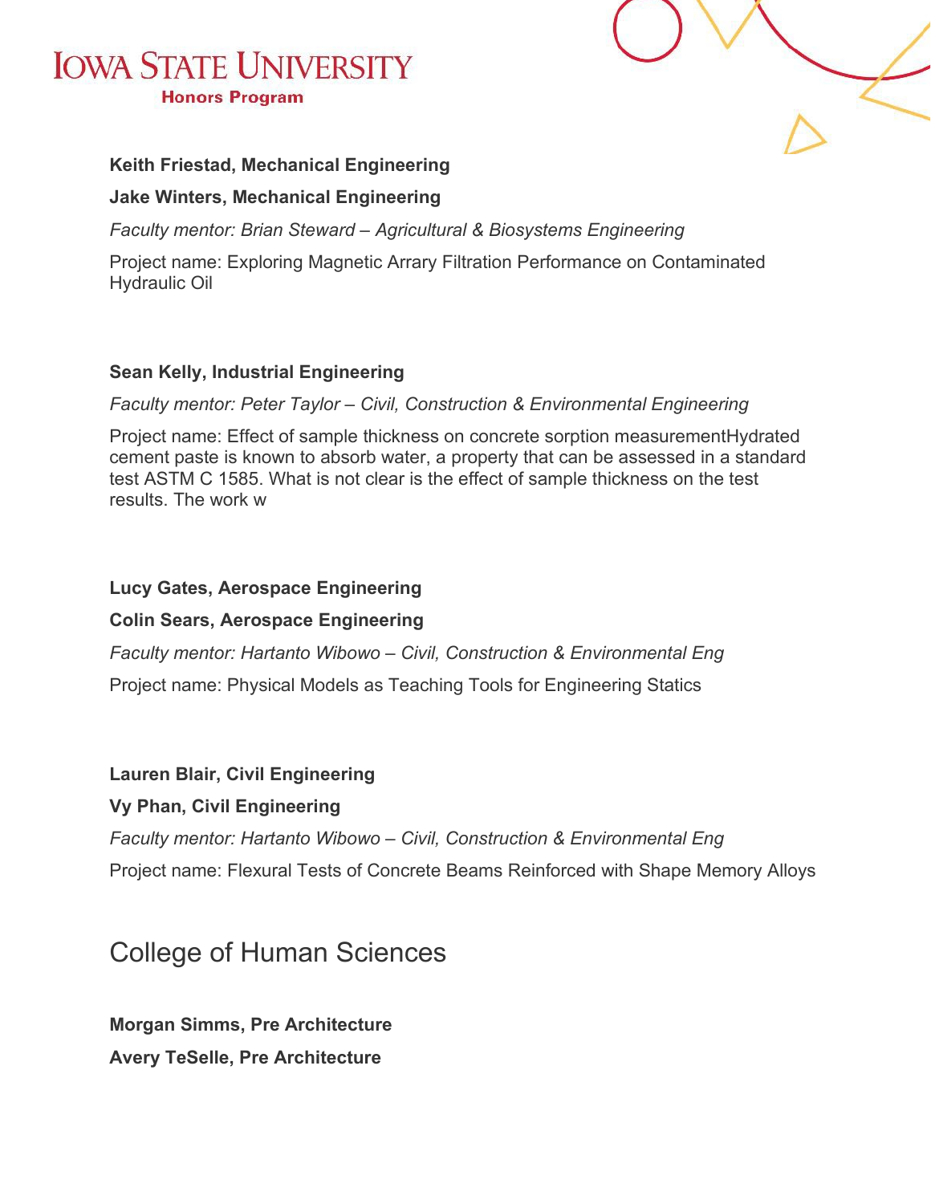**Keith Friestad, Mechanical Engineering**

**Jake Winters, Mechanical Engineering**

*Faculty mentor: Brian Steward – Agricultural & Biosystems Engineering*

Project name: Exploring Magnetic Arrary Filtration Performance on Contaminated Hydraulic Oil

**Sean Kelly, Industrial Engineering**

*Faculty mentor: Peter Taylor – Civil, Construction & Environmental Engineering*

Project name: Effect of sample thickness on concrete sorption measurementHydrated cement paste is known to absorb water, a property that can be assessed in a standard test ASTM C 1585. What is not clear is the effect of sample thickness on the test results. The work w

**Lucy Gates, Aerospace Engineering**

**Colin Sears, Aerospace Engineering**

*Faculty mentor: Hartanto Wibowo – Civil, Construction & Environmental Eng*

Project name: Physical Models as Teaching Tools for Engineering Statics

**Lauren Blair, Civil Engineering**

**Vy Phan, Civil Engineering**

*Faculty mentor: Hartanto Wibowo – Civil, Construction & Environmental Eng*

Project name: Flexural Tests of Concrete Beams Reinforced with Shape Memory Alloys

## College of Human Sciences

**Morgan Simms, Pre Architecture**

**Avery TeSelle, Pre Architecture**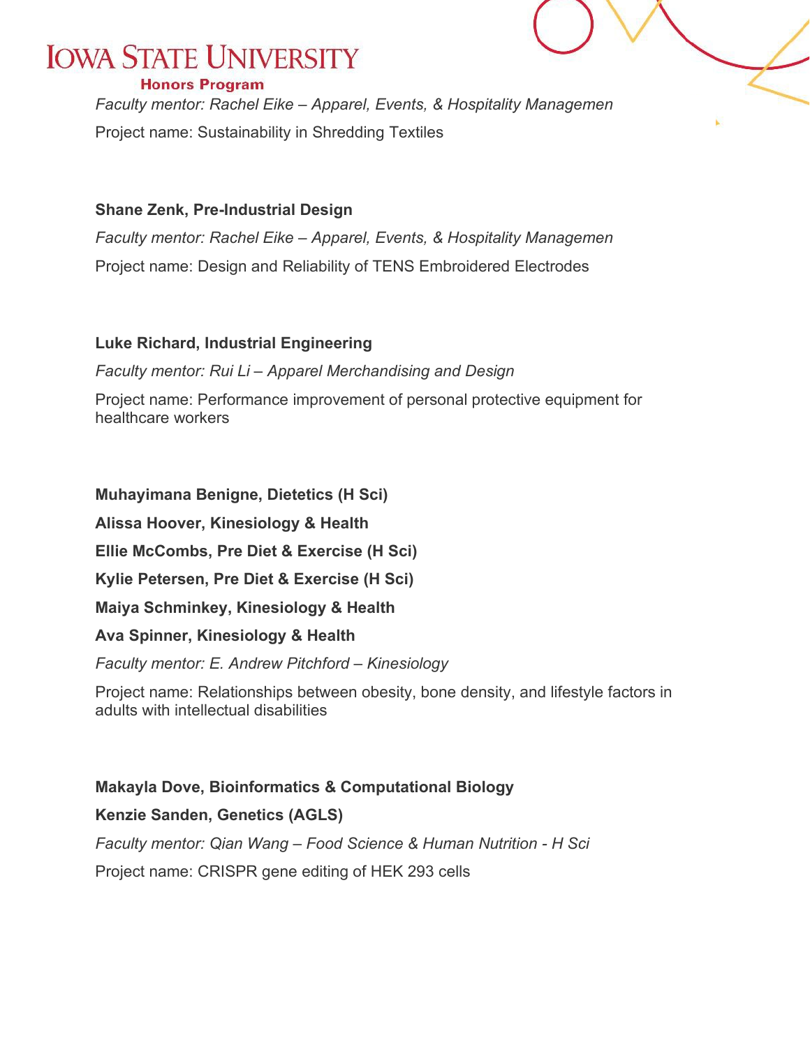*Faculty mentor: Rachel Eike – Apparel, Events, & Hospitality Managemen*

Project name: Sustainability in Shredding Textiles

**Shane Zenk, Pre-Industrial Design**

*Faculty mentor: Rachel Eike – Apparel, Events, & Hospitality Managemen*

Project name: Design and Reliability of TENS Embroidered Electrodes

**Luke Richard, Industrial Engineering**

*Faculty mentor: Rui Li – Apparel Merchandising and Design*

Project name: Performance improvement of personal protective equipment for healthcare workers

**Muhayimana Benigne, Dietetics (H Sci)**

**Alissa Hoover, Kinesiology & Health**

**Ellie McCombs, Pre Diet & Exercise (H Sci)**

**Kylie Petersen, Pre Diet & Exercise (H Sci)**

**Maiya Schminkey, Kinesiology & Health**

**Ava Spinner, Kinesiology & Health**

*Faculty mentor: E. Andrew Pitchford – Kinesiology*

Project name: Relationships between obesity, bone density, and lifestyle factors in adults with intellectual disabilities

**Makayla Dove, Bioinformatics & Computational Biology**

**Kenzie Sanden, Genetics (AGLS)**

*Faculty mentor: Qian Wang – Food Science & Human Nutrition - H Sci*

Project name: CRISPR gene editing of HEK 293 cells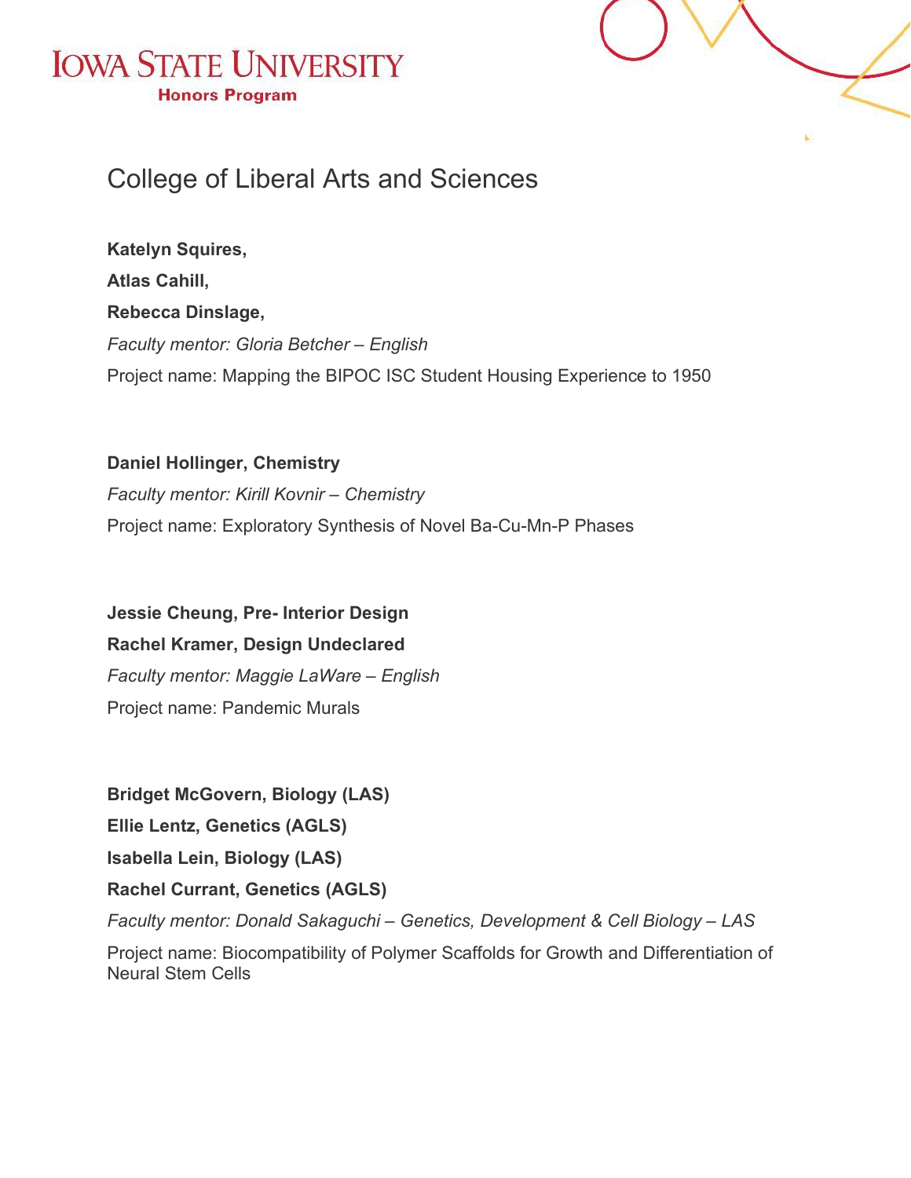# College of Liberal Arts and Sciences

**Katelyn Squires,**

**Atlas Cahill,**

**Rebecca Dinslage,**

*Faculty mentor: Gloria Betcher – English*

Project name: Mapping the BIPOC ISC Student Housing Experience to 1950

**Daniel Hollinger, Chemistry**

*Faculty mentor: Kirill Kovnir – Chemistry*

Project name: Exploratory Synthesis of Novel Ba-Cu-Mn-P Phases

**Jessie Cheung, Pre- Interior Design**

**Rachel Kramer, Design Undeclared**

*Faculty mentor: Maggie LaWare – English*

Project name: Pandemic Murals

**Bridget McGovern, Biology (LAS)**

**Ellie Lentz, Genetics (AGLS)**

**Isabella Lein, Biology (LAS)**

**Rachel Currant, Genetics (AGLS)**

*Faculty mentor: Donald Sakaguchi – Genetics, Development & Cell Biology – LAS*

Project name: Biocompatibility of Polymer Scaffolds for Growth and Differentiation of Neural Stem Cells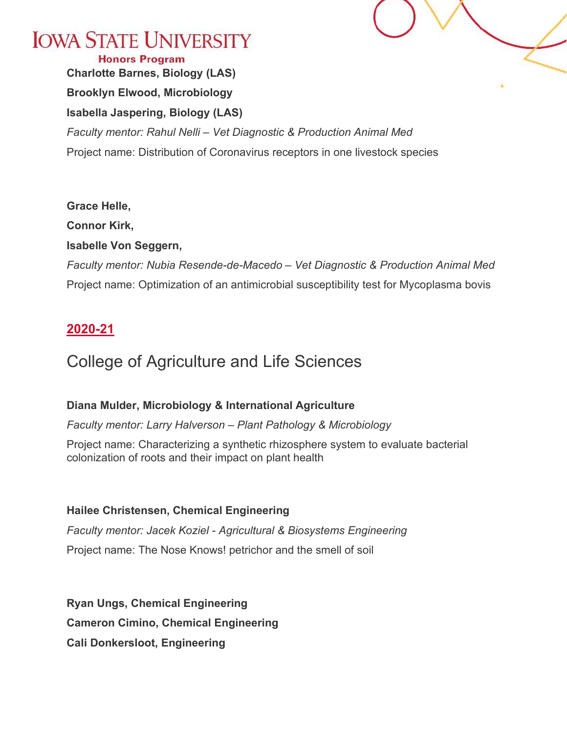**Charlotte Barnes, Biology (LAS)**

**Brooklyn Elwood, Microbiology**

**Isabella Jaspering, Biology (LAS)**

*Faculty mentor: Rahul Nelli – Vet Diagnostic & Production Animal Med*

Project name: Distribution of Coronavirus receptors in one livestock species

**Grace Helle,**

**Connor Kirk,**

**Isabelle Von Seggern,**

*Faculty mentor: Nubia Resende-de-Macedo – Vet Diagnostic & Production Animal Med*

Project name: Optimization of an antimicrobial susceptibility test for Mycoplasma bovis

## 2020-21

### College of Agriculture and Life Sciences

**Diana Mulder, Microbiology & International Agriculture**

*Faculty mentor: Larry Halverson – Plant Pathology & Microbiology*

Project name: Characterizing a synthetic rhizosphere system to evaluate bacterial colonization of roots and their impact on plant health

**Hailee Christensen, Chemical Engineering**

*Faculty mentor: Jacek Koziel - Agricultural & Biosystems Engineering*

Project name: The Nose Knows! petrichor and the smell of soil

**Ryan Ungs, Chemical Engineering**

**Cameron Cimino, Chemical Engineering**

**Cali Donkersloot, Engineering**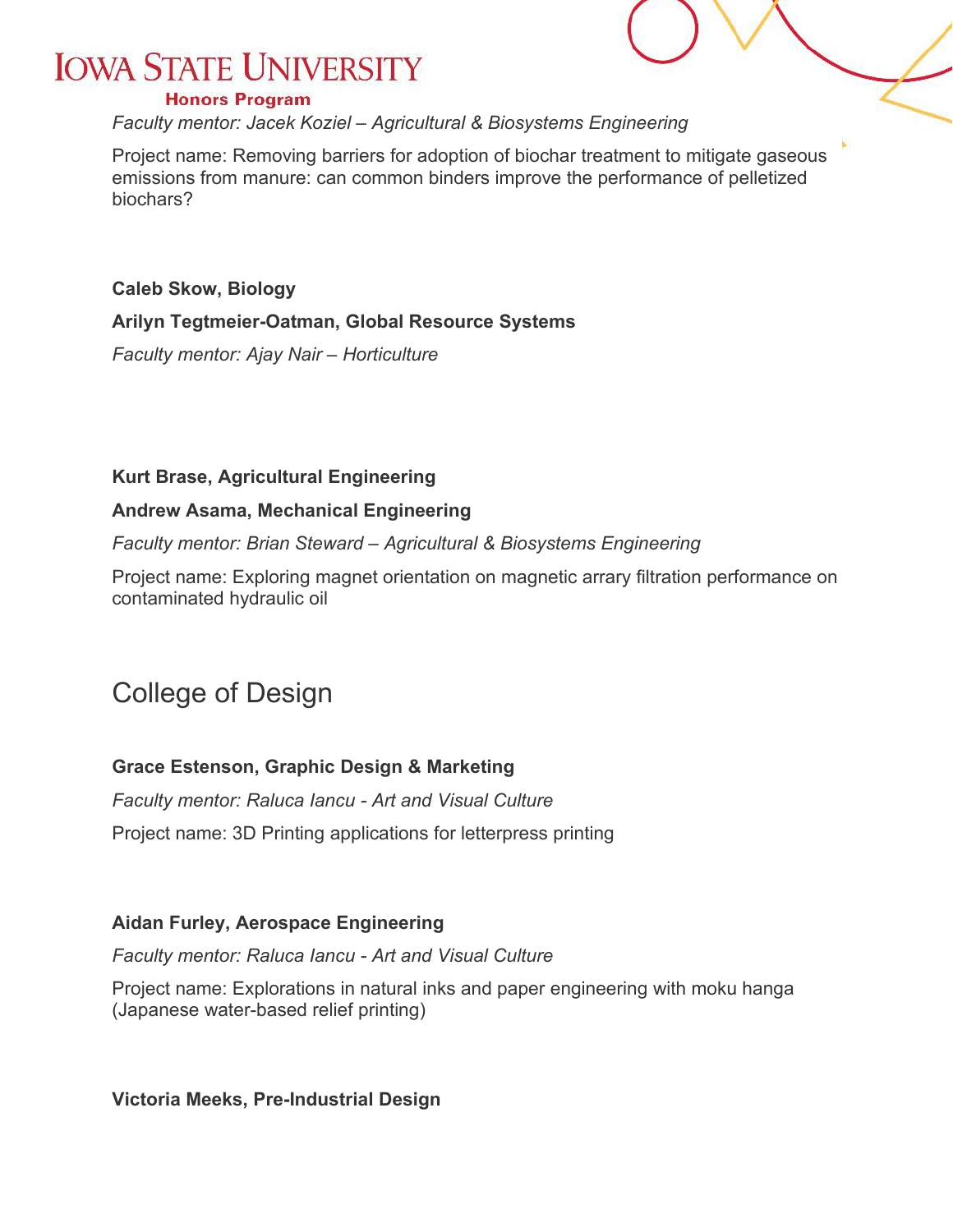*Faculty mentor: Jacek Koziel – Agricultural & Biosystems Engineering*

Project name: Removing barriers for adoption of biochar treatment to mitigate gaseous emissions from manure: can common binders improve the performance of pelletized biochars?

**Caleb Skow, Biology**

**Arilyn Tegtmeier-Oatman, Global Resource Systems**

*Faculty mentor: Ajay Nair – Horticulture*

**Kurt Brase, Agricultural Engineering**

**Andrew Asama, Mechanical Engineering**

*Faculty mentor: Brian Steward – Agricultural & Biosystems Engineering*

Project name: Exploring magnet orientation on magnetic array filtration performance on contaminated hydraulic oil

## College of Design

**Grace Estenson, Graphic Design & Marketing**

*Faculty mentor: Raluca Iancu - Art and Visual Culture*

Project name: 3D Printing applications for letterpress printing

**Aidan Furley, Aerospace Engineering**

*Faculty mentor: Raluca Iancu - Art and Visual Culture*

Project name: Explorations in natural inks and paper engineering with moku hanga (Japanese water-based relief printing)

**Victoria Meeks, Pre-Industrial Design**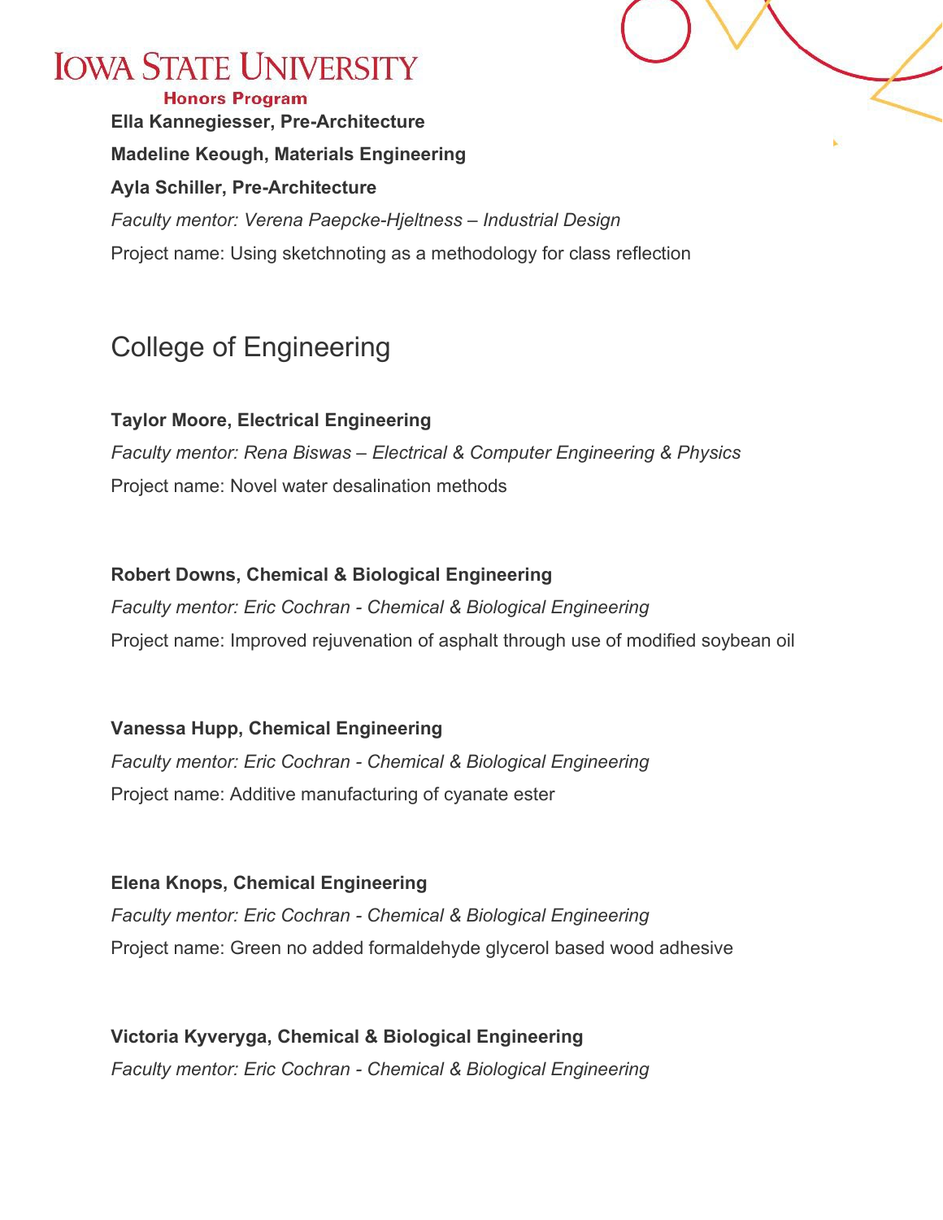**Ella Kannegiesser, Pre-Architecture**

**Madeline Keough, Materials Engineering**

**Ayla Schiller, Pre-Architecture**

*Faculty mentor: Verena Paepcke-Hjeltness – Industrial Design*

Project name: Using sketchnoting as a methodology for class reflection

## College of Engineering

**Taylor Moore, Electrical Engineering**

*Faculty mentor: Rena Biswas – Electrical & Computer Engineering & Physics*

Project name: Novel water desalination methods

**Robert Downs, Chemical & Biological Engineering**

*Faculty mentor: Eric Cochran - Chemical & Biological Engineering*

Project name: Improved rejuvenation of asphalt through use of modified soybean oil

**Vanessa Hupp, Chemical Engineering**

*Faculty mentor: Eric Cochran - Chemical & Biological Engineering*

Project name: Additive manufacturing of cyanate ester

**Elena Knops, Chemical Engineering**

*Faculty mentor: Eric Cochran - Chemical & Biological Engineering*

Project name: Green no added formaldehyde glycerol based wood adhesive

**Victoria Kyveryga, Chemical & Biological Engineering**

*Faculty mentor: Eric Cochran - Chemical & Biological Engineering*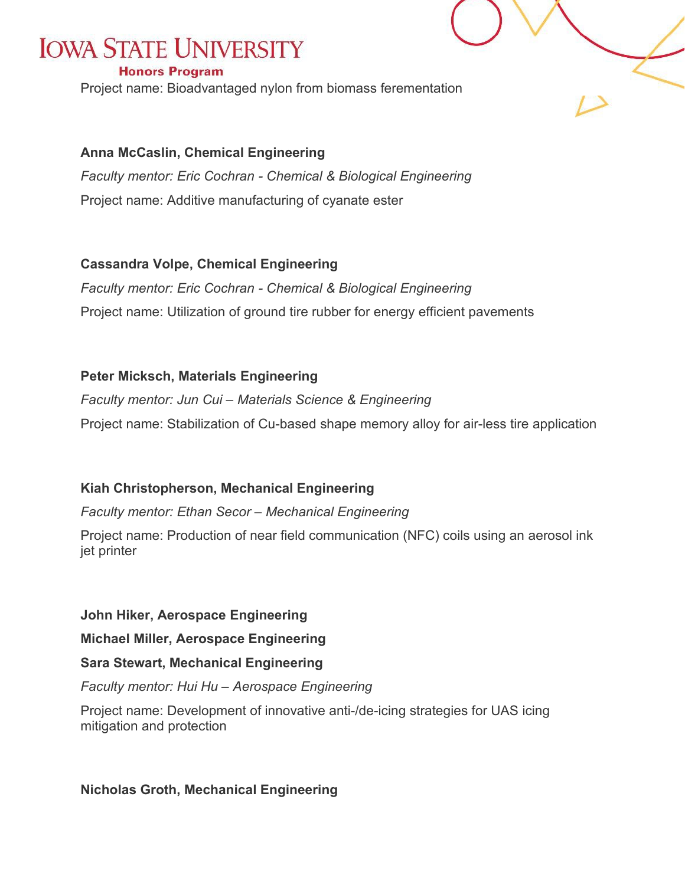Project name: Bioadvantaged nylon from biomass ferementation

**Anna McCaslin, Chemical Engineering**

*Faculty mentor: Eric Cochran - Chemical & Biological Engineering*

Project name: Additive manufacturing of cyanate ester

**Cassandra Volpe, Chemical Engineering**

*Faculty mentor: Eric Cochran - Chemical & Biological Engineering*

Project name: Utilization of ground tire rubber for energy efficient pavements

**Peter Micksch, Materials Engineering**

*Faculty mentor: Jun Cui – Materials Science & Engineering*

Project name: Stabilization of Cu-based shape memory alloy for air-less tire application

**Kiah Christopherson, Mechanical Engineering**

*Faculty mentor: Ethan Secor – Mechanical Engineering*

Project name: Production of near field communication (NFC) coils using an aerosol ink jet printer

**John Hiker, Aerospace Engineering**

**Michael Miller, Aerospace Engineering**

**Sara Stewart, Mechanical Engineering**

*Faculty mentor: Hui Hu – Aerospace Engineering*

Project name: Development of innovative anti-/de-icing strategies for UAS icing mitigation and protection

**Nicholas Groth, Mechanical Engineering**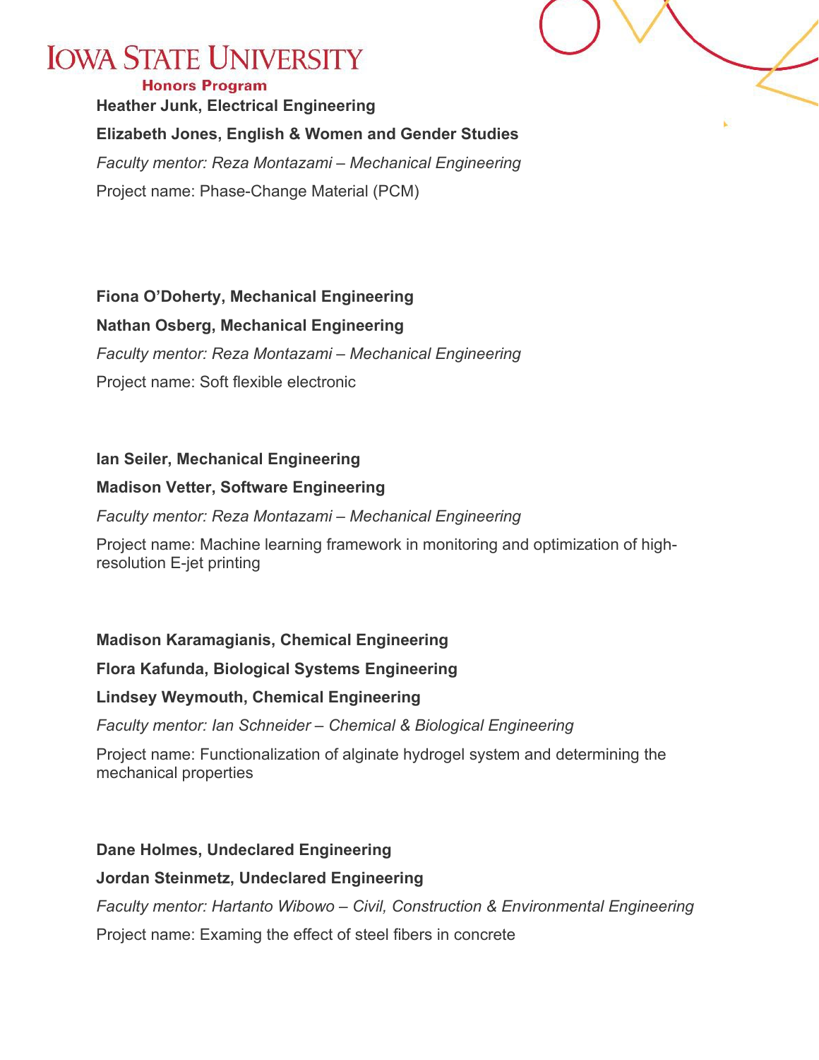**Heather Junk, Electrical Engineering**

**Elizabeth Jones, English & Women and Gender Studies**

*Faculty mentor: Reza Montazami – Mechanical Engineering*

Project name: Phase-Change Material (PCM)

**Fiona O'Doherty, Mechanical Engineering**

**Nathan Osberg, Mechanical Engineering**

*Faculty mentor: Reza Montazami – Mechanical Engineering*

Project name: Soft flexible electronic

**Ian Seiler, Mechanical Engineering**

**Madison Vetter, Software Engineering**

*Faculty mentor: Reza Montazami – Mechanical Engineering*

Project name: Machine learning framework in monitoring and optimization of high-resolution E-jet printing

**Madison Karamagianis, Chemical Engineering**

**Flora Kafunda, Biological Systems Engineering**

**Lindsey Weymouth, Chemical Engineering**

*Faculty mentor: Ian Schneider – Chemical & Biological Engineering*

Project name: Functionalization of alginate hydrogel system and determining the mechanical properties

**Dane Holmes, Undeclared Engineering**

**Jordan Steinmetz, Undeclared Engineering**

*Faculty mentor: Hartanto Wibowo – Civil, Construction & Environmental Engineering*

Project name: Examing the effect of steel fibers in concrete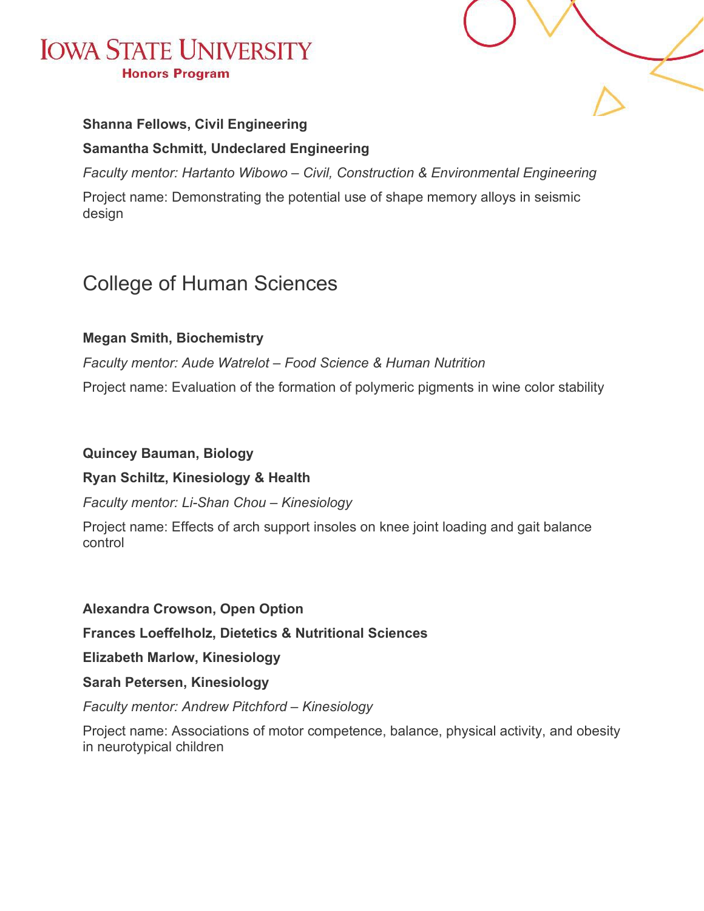**Shanna Fellows, Civil Engineering**

**Samantha Schmitt, Undeclared Engineering**

*Faculty mentor: Hartanto Wibowo – Civil, Construction & Environmental Engineering*

Project name: Demonstrating the potential use of shape memory alloys in seismic design

## College of Human Sciences

**Megan Smith, Biochemistry**

*Faculty mentor: Aude Watrelot – Food Science & Human Nutrition*

Project name: Evaluation of the formation of polymeric pigments in wine color stability

**Quincey Bauman, Biology**

**Ryan Schiltz, Kinesiology & Health**

*Faculty mentor: Li-Shan Chou – Kinesiology*

Project name: Effects of arch support insoles on knee joint loading and gait balance control

**Alexandra Crowson, Open Option**

**Frances Loeffelholz, Dietetics & Nutritional Sciences**

**Elizabeth Marlow, Kinesiology**

**Sarah Petersen, Kinesiology**

*Faculty mentor: Andrew Pitchford – Kinesiology*

Project name: Associations of motor competence, balance, physical activity, and obesity in neurotypical children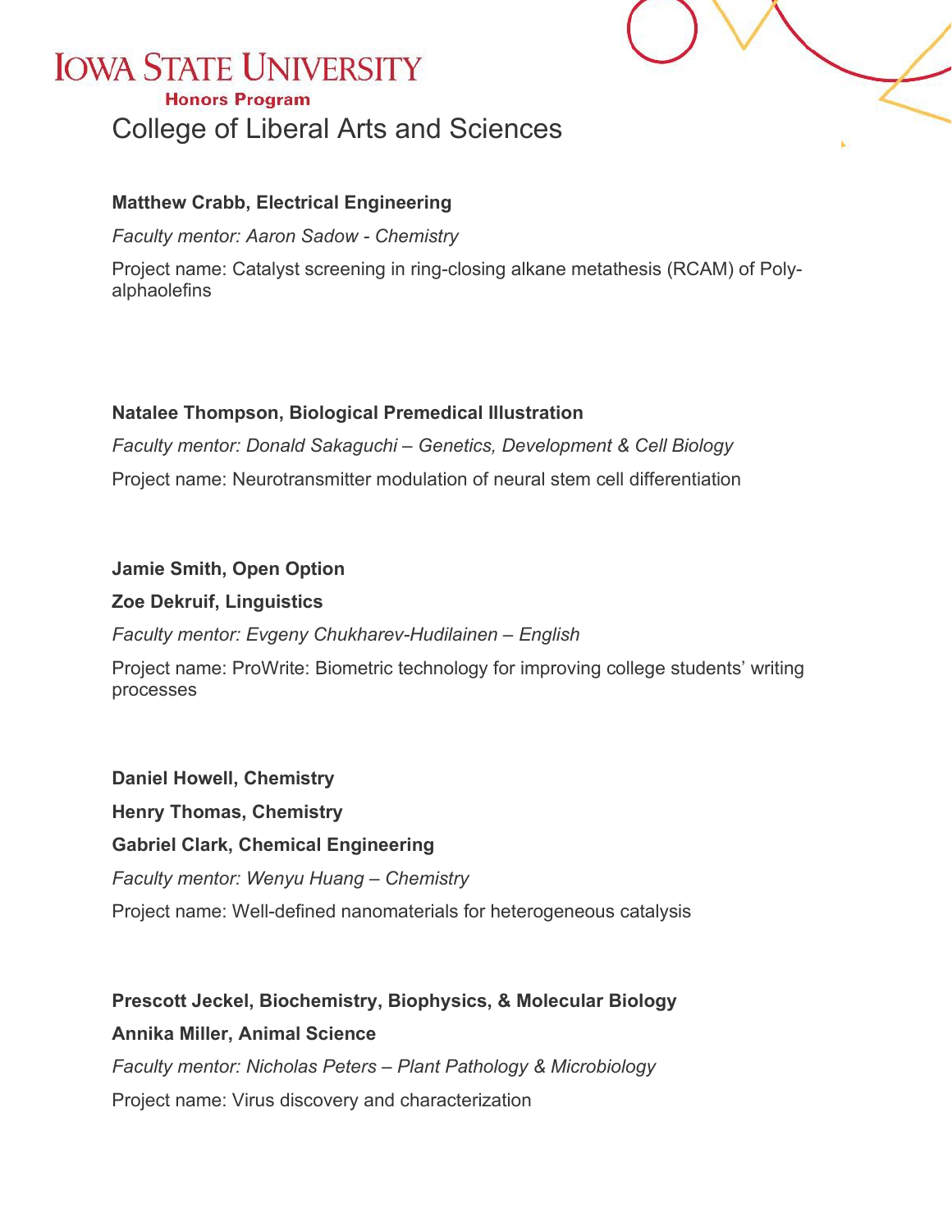# Iowa State University

**Honors Program**

## College of Liberal Arts and Sciences

**Matthew Crabb, Electrical Engineering**

*Faculty mentor: Aaron Sadow - Chemistry*

Project name: Catalyst screening in ring-closing alkane metathesis (RCAM) of Poly-alphaolefins

**Natalee Thompson, Biological Premedical Illustration**

*Faculty mentor: Donald Sakaguchi – Genetics, Development & Cell Biology*

Project name: Neurotransmitter modulation of neural stem cell differentiation

**Jamie Smith, Open Option**

**Zoe Dekruif, Linguistics**

*Faculty mentor: Evgeny Chukharev-Hudilainen – English*

Project name: ProWrite: Biometric technology for improving college students' writing processes

**Daniel Howell, Chemistry**

**Henry Thomas, Chemistry**

**Gabriel Clark, Chemical Engineering**

*Faculty mentor: Wenyu Huang – Chemistry*

Project name: Well-defined nanomaterials for heterogeneous catalysis

**Prescott Jeckel, Biochemistry, Biophysics, & Molecular Biology**

**Annika Miller, Animal Science**

*Faculty mentor: Nicholas Peters – Plant Pathology & Microbiology*

Project name: Virus discovery and characterization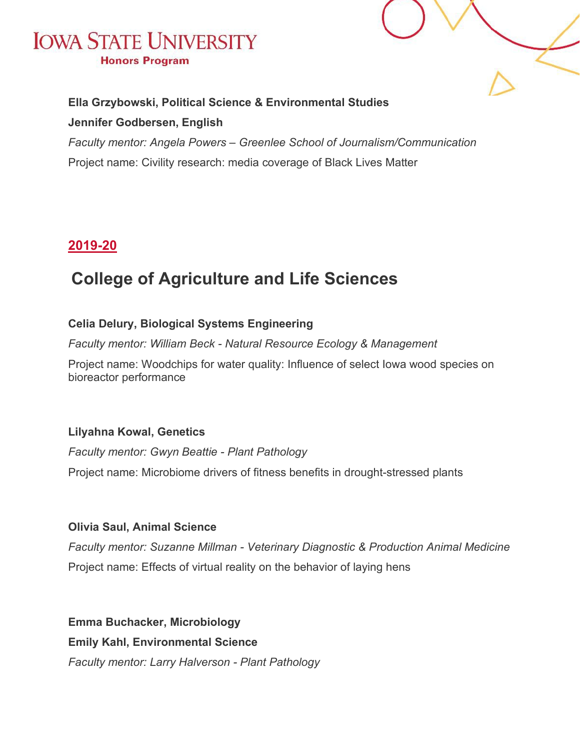**Ella Grzybowski, Political Science & Environmental Studies**

**Jennifer Godbersen, English**

*Faculty mentor: Angela Powers – Greenlee School of Journalism/Communication*

Project name: Civility research: media coverage of Black Lives Matter

## 2019-20

## College of Agriculture and Life Sciences

**Celia Delury, Biological Systems Engineering**

*Faculty mentor: William Beck - Natural Resource Ecology & Management*

Project name: Woodchips for water quality: Influence of select Iowa wood species on bioreactor performance

**Lilyahna Kowal, Genetics**

*Faculty mentor: Gwyn Beattie - Plant Pathology*

Project name: Microbiome drivers of fitness benefits in drought-stressed plants

**Olivia Saul, Animal Science**

*Faculty mentor: Suzanne Millman - Veterinary Diagnostic & Production Animal Medicine*

Project name: Effects of virtual reality on the behavior of laying hens

**Emma Buchacker, Microbiology**

**Emily Kahl, Environmental Science**

*Faculty mentor: Larry Halverson - Plant Pathology*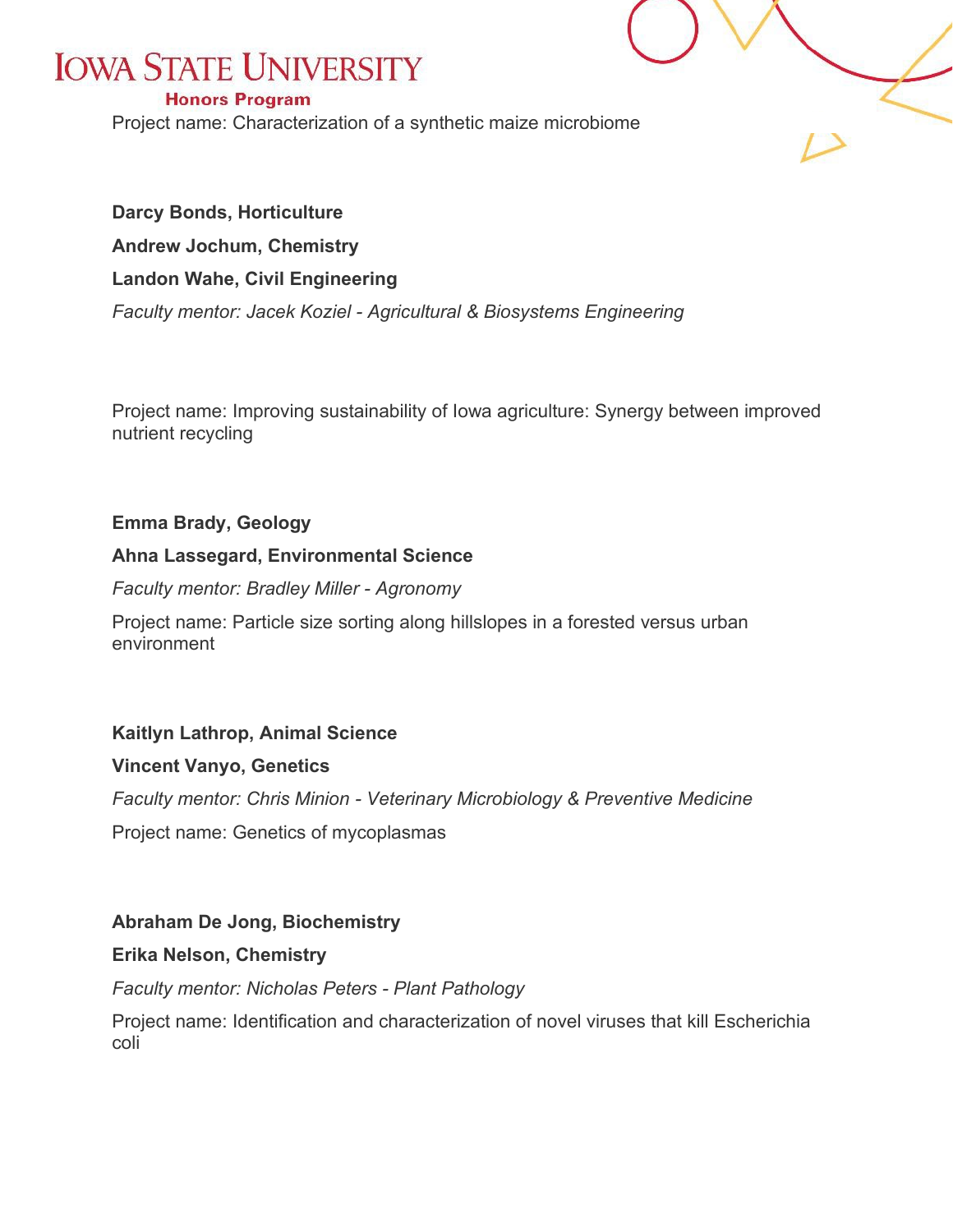Project name: Characterization of a synthetic maize microbiome

**Darcy Bonds, Horticulture**

**Andrew Jochum, Chemistry**

**Landon Wahe, Civil Engineering**

*Faculty mentor: Jacek Koziel - Agricultural & Biosystems Engineering*

Project name: Improving sustainability of Iowa agriculture: Synergy between improved nutrient recycling

**Emma Brady, Geology**

**Ahna Lassegard, Environmental Science**

*Faculty mentor: Bradley Miller - Agronomy*

Project name: Particle size sorting along hillslopes in a forested versus urban environment

**Kaitlyn Lathrop, Animal Science**

**Vincent Vanyo, Genetics**

*Faculty mentor: Chris Minion - Veterinary Microbiology & Preventive Medicine*

Project name: Genetics of mycoplasmas

**Abraham De Jong, Biochemistry**

**Erika Nelson, Chemistry**

*Faculty mentor: Nicholas Peters - Plant Pathology*

Project name: Identification and characterization of novel viruses that kill Escherichia coli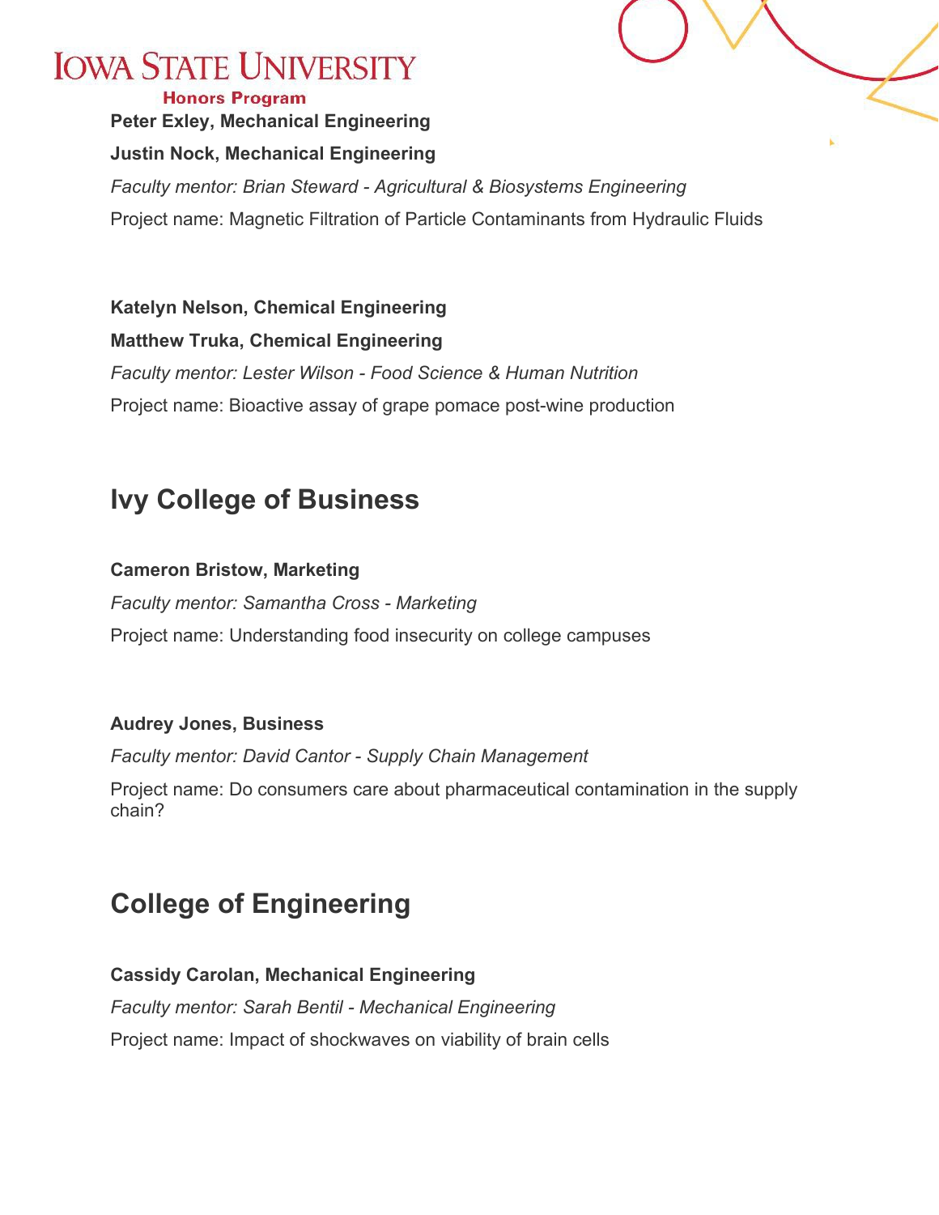**Peter Exley, Mechanical Engineering**

**Justin Nock, Mechanical Engineering**

*Faculty mentor: Brian Steward - Agricultural & Biosystems Engineering*

Project name: Magnetic Filtration of Particle Contaminants from Hydraulic Fluids

**Katelyn Nelson, Chemical Engineering**

**Matthew Truka, Chemical Engineering**

*Faculty mentor: Lester Wilson - Food Science & Human Nutrition*

Project name: Bioactive assay of grape pomace post-wine production

## Ivy College of Business

**Cameron Bristow, Marketing**

*Faculty mentor: Samantha Cross - Marketing*

Project name: Understanding food insecurity on college campuses

**Audrey Jones, Business**

*Faculty mentor: David Cantor - Supply Chain Management*

Project name: Do consumers care about pharmaceutical contamination in the supply chain?

## College of Engineering

**Cassidy Carolan, Mechanical Engineering**

*Faculty mentor: Sarah Bentil - Mechanical Engineering*

Project name: Impact of shockwaves on viability of brain cells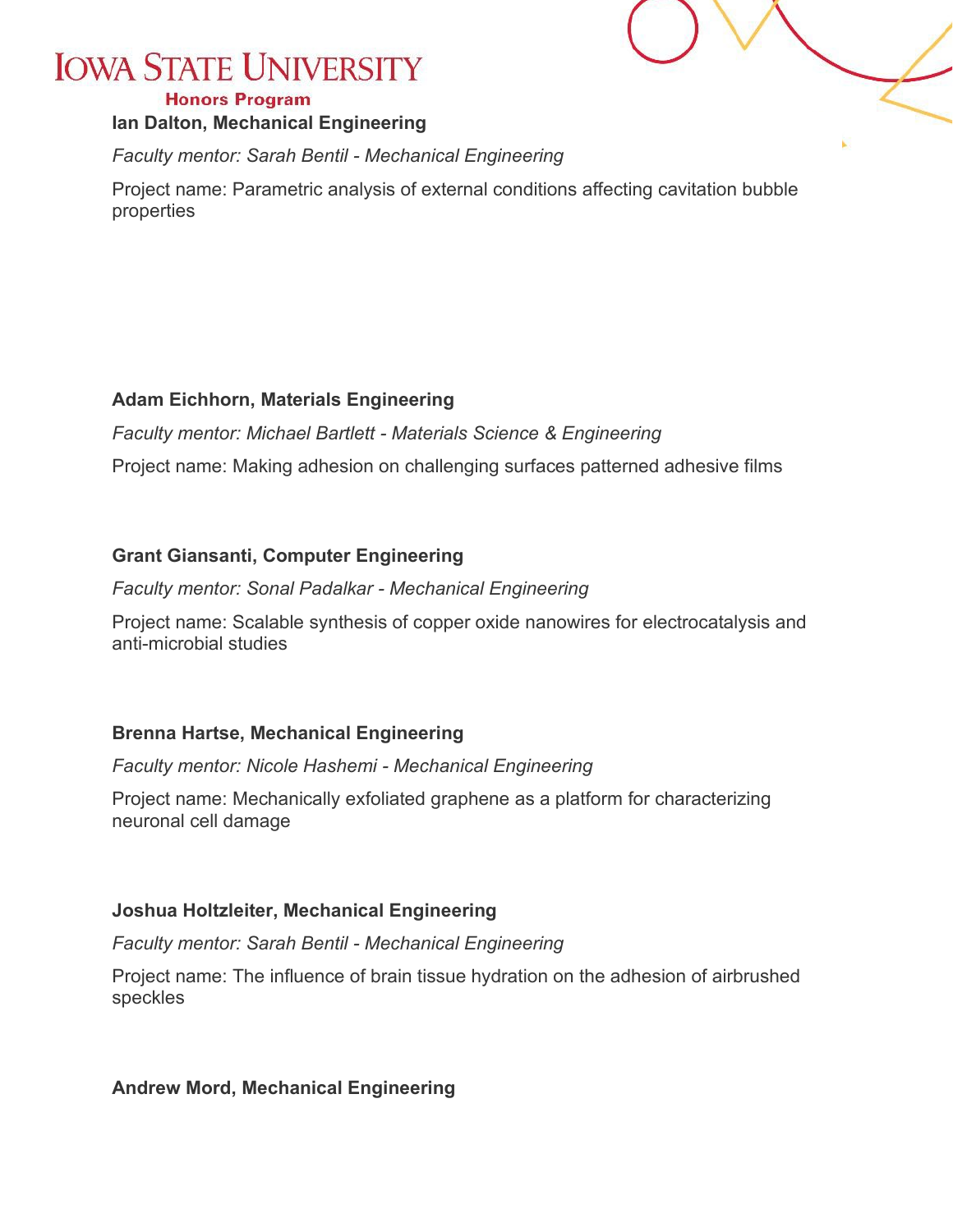**Ian Dalton, Mechanical Engineering**

*Faculty mentor: Sarah Bentil - Mechanical Engineering*

Project name: Parametric analysis of external conditions affecting cavitation bubble properties

**Adam Eichhorn, Materials Engineering**

*Faculty mentor: Michael Bartlett - Materials Science & Engineering*

Project name: Making adhesion on challenging surfaces patterned adhesive films

**Grant Giansanti, Computer Engineering**

*Faculty mentor: Sonal Padalkar - Mechanical Engineering*

Project name: Scalable synthesis of copper oxide nanowires for electrocatalysis and anti-microbial studies

**Brenna Hartse, Mechanical Engineering**

*Faculty mentor: Nicole Hashemi - Mechanical Engineering*

Project name: Mechanically exfoliated graphene as a platform for characterizing neuronal cell damage

**Joshua Holtzleiter, Mechanical Engineering**

*Faculty mentor: Sarah Bentil - Mechanical Engineering*

Project name: The influence of brain tissue hydration on the adhesion of airbrushed speckles

**Andrew Mord, Mechanical Engineering**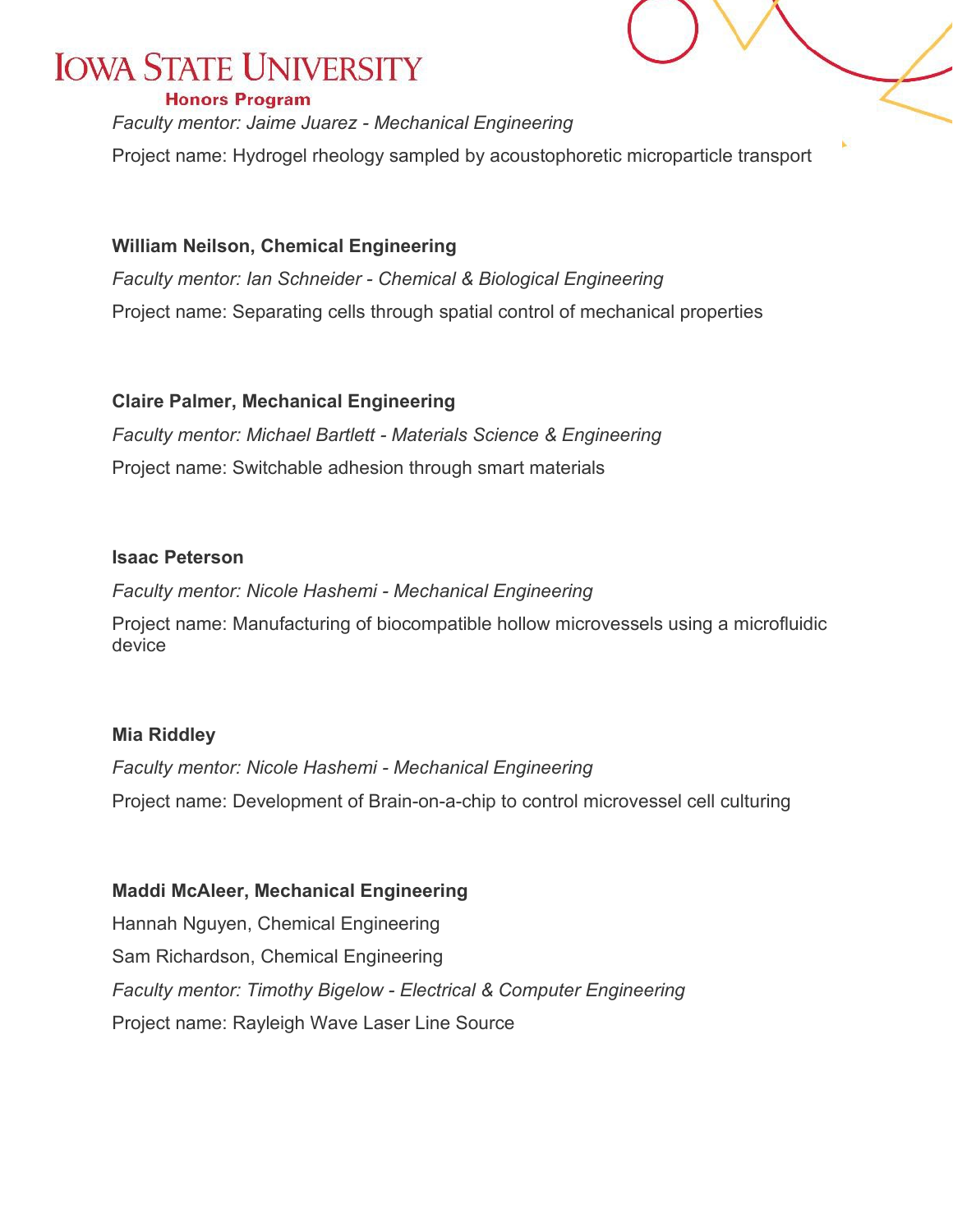*Faculty mentor: Jaime Juarez - Mechanical Engineering*

Project name: Hydrogel rheology sampled by acoustophoretic microparticle transport

**William Neilson, Chemical Engineering**

*Faculty mentor: Ian Schneider - Chemical & Biological Engineering*

Project name: Separating cells through spatial control of mechanical properties

**Claire Palmer, Mechanical Engineering**

*Faculty mentor: Michael Bartlett - Materials Science & Engineering*

Project name: Switchable adhesion through smart materials

**Isaac Peterson**

*Faculty mentor: Nicole Hashemi - Mechanical Engineering*

Project name: Manufacturing of biocompatible hollow microvessels using a microfluidic device

**Mia Riddley**

*Faculty mentor: Nicole Hashemi - Mechanical Engineering*

Project name: Development of Brain-on-a-chip to control microvessel cell culturing

**Maddi McAleer, Mechanical Engineering**

Hannah Nguyen, Chemical Engineering

Sam Richardson, Chemical Engineering

*Faculty mentor: Timothy Bigelow - Electrical & Computer Engineering*

Project name: Rayleigh Wave Laser Line Source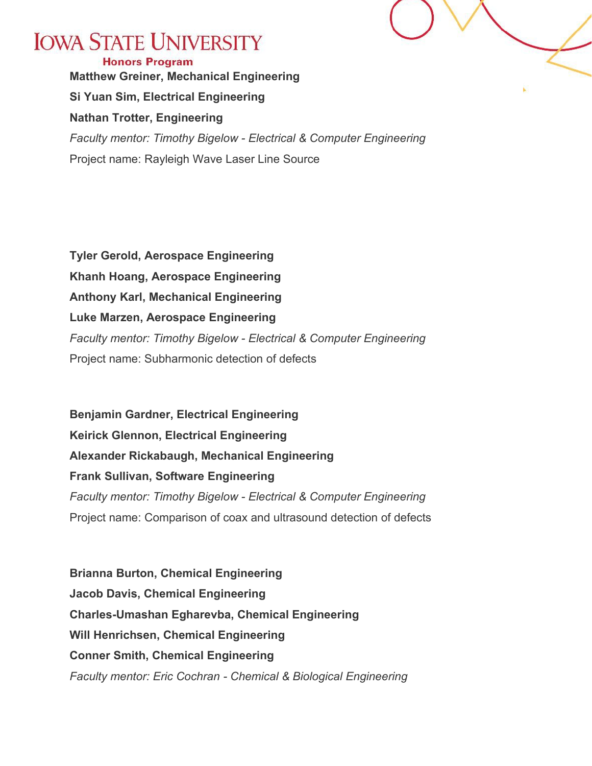**Matthew Greiner, Mechanical Engineering**

**Si Yuan Sim, Electrical Engineering**

**Nathan Trotter, Engineering**

*Faculty mentor: Timothy Bigelow - Electrical & Computer Engineering*

Project name: Rayleigh Wave Laser Line Source

**Tyler Gerold, Aerospace Engineering**

**Khanh Hoang, Aerospace Engineering**

**Anthony Karl, Mechanical Engineering**

**Luke Marzen, Aerospace Engineering**

*Faculty mentor: Timothy Bigelow - Electrical & Computer Engineering*

Project name: Subharmonic detection of defects

**Benjamin Gardner, Electrical Engineering**

**Keirick Glennon, Electrical Engineering**

**Alexander Rickabaugh, Mechanical Engineering**

**Frank Sullivan, Software Engineering**

*Faculty mentor: Timothy Bigelow - Electrical & Computer Engineering*

Project name: Comparison of coax and ultrasound detection of defects

**Brianna Burton, Chemical Engineering**

**Jacob Davis, Chemical Engineering**

**Charles-Umashan Egharevba, Chemical Engineering**

**Will Henrichsen, Chemical Engineering**

**Conner Smith, Chemical Engineering**

*Faculty mentor: Eric Cochran - Chemical & Biological Engineering*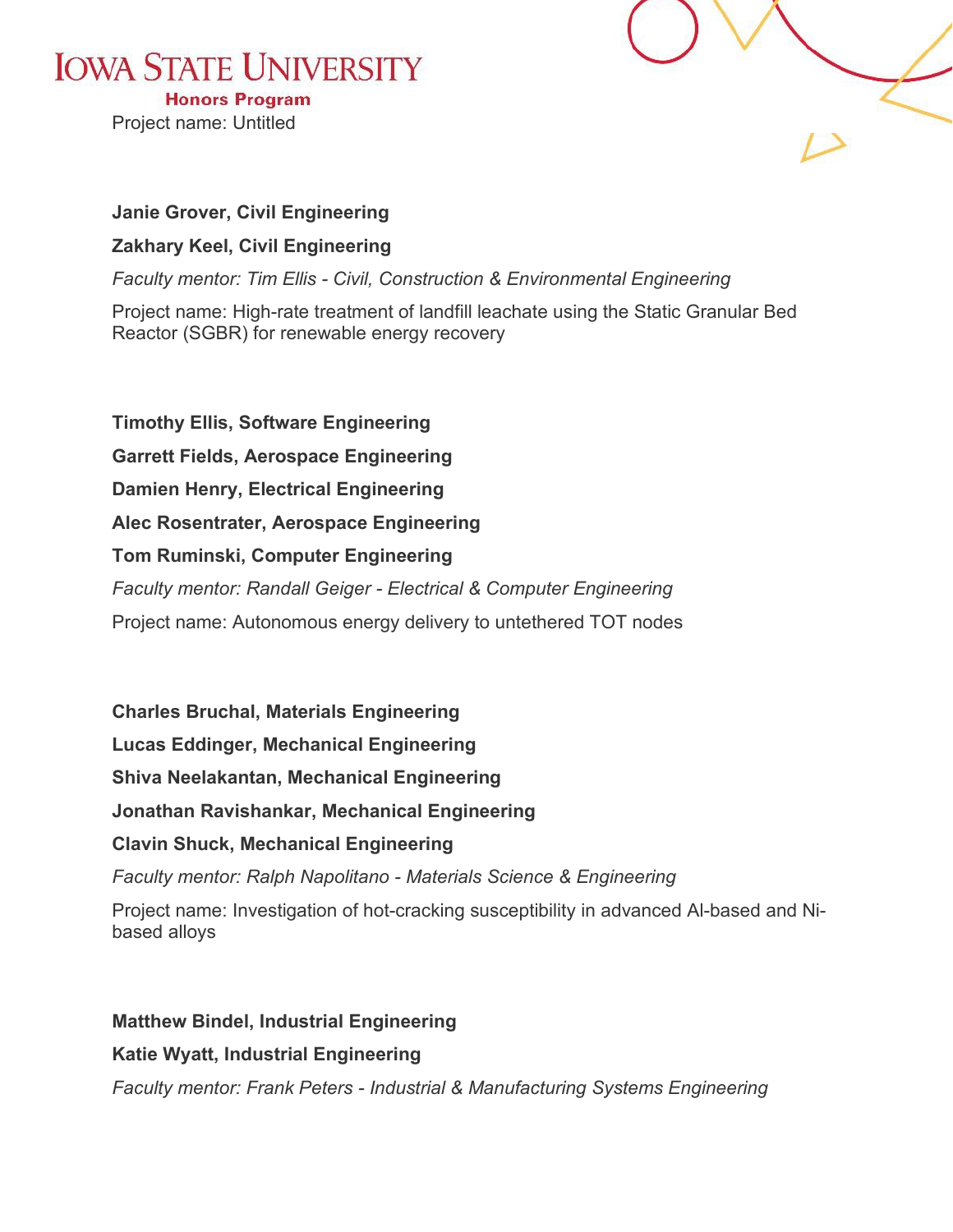Project name: Untitled

**Janie Grover, Civil Engineering**

**Zakhary Keel, Civil Engineering**

*Faculty mentor: Tim Ellis - Civil, Construction & Environmental Engineering*

Project name: High-rate treatment of landfill leachate using the Static Granular Bed Reactor (SGBR) for renewable energy recovery

**Timothy Ellis, Software Engineering**

**Garrett Fields, Aerospace Engineering**

**Damien Henry, Electrical Engineering**

**Alec Rosentrater, Aerospace Engineering**

**Tom Ruminski, Computer Engineering**

*Faculty mentor: Randall Geiger - Electrical & Computer Engineering*

Project name: Autonomous energy delivery to untethered TOT nodes

**Charles Bruchal, Materials Engineering**

**Lucas Eddinger, Mechanical Engineering**

**Shiva Neelakantan, Mechanical Engineering**

**Jonathan Ravishankar, Mechanical Engineering**

**Clavin Shuck, Mechanical Engineering**

*Faculty mentor: Ralph Napolitano - Materials Science & Engineering*

Project name: Investigation of hot-cracking susceptibility in advanced Al-based and Ni-based alloys

**Matthew Bindel, Industrial Engineering**

**Katie Wyatt, Industrial Engineering**

*Faculty mentor: Frank Peters - Industrial & Manufacturing Systems Engineering*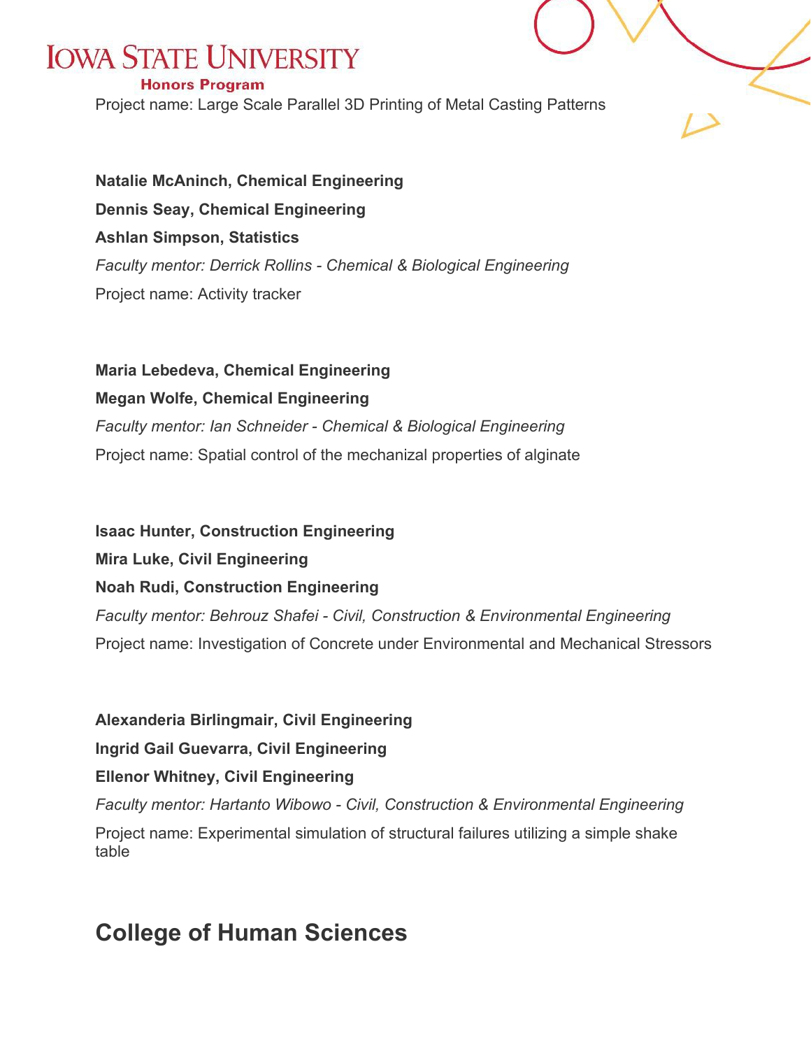Project name: Large Scale Parallel 3D Printing of Metal Casting Patterns

**Natalie McAninch, Chemical Engineering**

**Dennis Seay, Chemical Engineering**

**Ashlan Simpson, Statistics**

*Faculty mentor: Derrick Rollins - Chemical & Biological Engineering*

Project name: Activity tracker

**Maria Lebedeva, Chemical Engineering**

**Megan Wolfe, Chemical Engineering**

*Faculty mentor: Ian Schneider - Chemical & Biological Engineering*

Project name: Spatial control of the mechanizal properties of alginate

**Isaac Hunter, Construction Engineering**

**Mira Luke, Civil Engineering**

**Noah Rudi, Construction Engineering**

*Faculty mentor: Behrouz Shafei - Civil, Construction & Environmental Engineering*

Project name: Investigation of Concrete under Environmental and Mechanical Stressors

**Alexanderia Birlingmair, Civil Engineering**

**Ingrid Gail Guevarra, Civil Engineering**

**Ellenor Whitney, Civil Engineering**

*Faculty mentor: Hartanto Wibowo - Civil, Construction & Environmental Engineering*

Project name: Experimental simulation of structural failures utilizing a simple shake table

## College of Human Sciences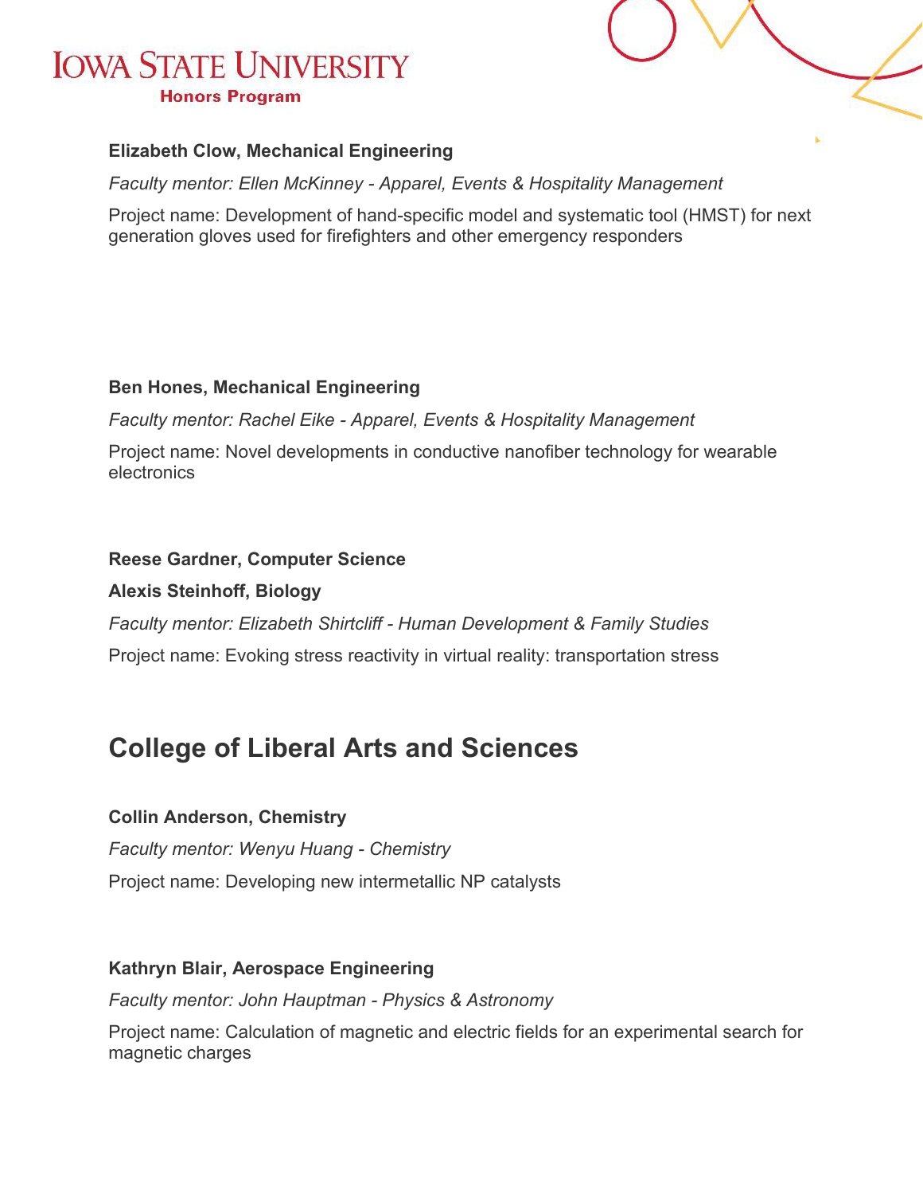**Elizabeth Clow, Mechanical Engineering**

*Faculty mentor: Ellen McKinney - Apparel, Events & Hospitality Management*

Project name: Development of hand-specific model and systematic tool (HMST) for next generation gloves used for firefighters and other emergency responders

**Ben Hones, Mechanical Engineering**

*Faculty mentor: Rachel Eike - Apparel, Events & Hospitality Management*

Project name: Novel developments in conductive nanofiber technology for wearable electronics

**Reese Gardner, Computer Science**

**Alexis Steinhoff, Biology**

*Faculty mentor: Elizabeth Shirtcliff - Human Development & Family Studies*

Project name: Evoking stress reactivity in virtual reality: transportation stress

## College of Liberal Arts and Sciences

**Collin Anderson, Chemistry**

*Faculty mentor: Wenyu Huang - Chemistry*

Project name: Developing new intermetallic NP catalysts

**Kathryn Blair, Aerospace Engineering**

*Faculty mentor: John Hauptman - Physics & Astronomy*

Project name: Calculation of magnetic and electric fields for an experimental search for magnetic charges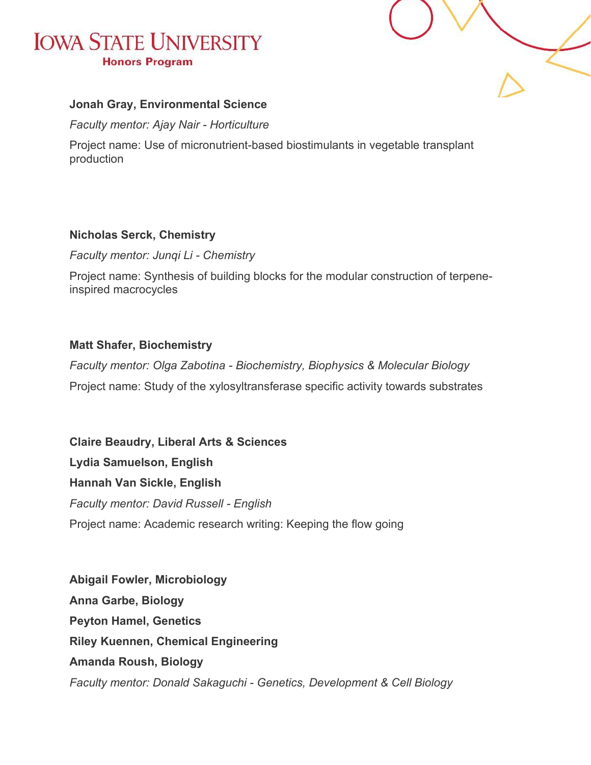**Jonah Gray, Environmental Science**

*Faculty mentor: Ajay Nair - Horticulture*

Project name: Use of micronutrient-based biostimulants in vegetable transplant production

**Nicholas Serck, Chemistry**

*Faculty mentor: Junqi Li - Chemistry*

Project name: Synthesis of building blocks for the modular construction of terpene-inspired macrocycles

**Matt Shafer, Biochemistry**

*Faculty mentor: Olga Zabotina - Biochemistry, Biophysics & Molecular Biology*

Project name: Study of the xylosyltransferase specific activity towards substrates

**Claire Beaudry, Liberal Arts & Sciences**

**Lydia Samuelson, English**

**Hannah Van Sickle, English**

*Faculty mentor: David Russell - English*

Project name: Academic research writing: Keeping the flow going

**Abigail Fowler, Microbiology**

**Anna Garbe, Biology**

**Peyton Hamel, Genetics**

**Riley Kuennen, Chemical Engineering**

**Amanda Roush, Biology**

*Faculty mentor: Donald Sakaguchi - Genetics, Development & Cell Biology*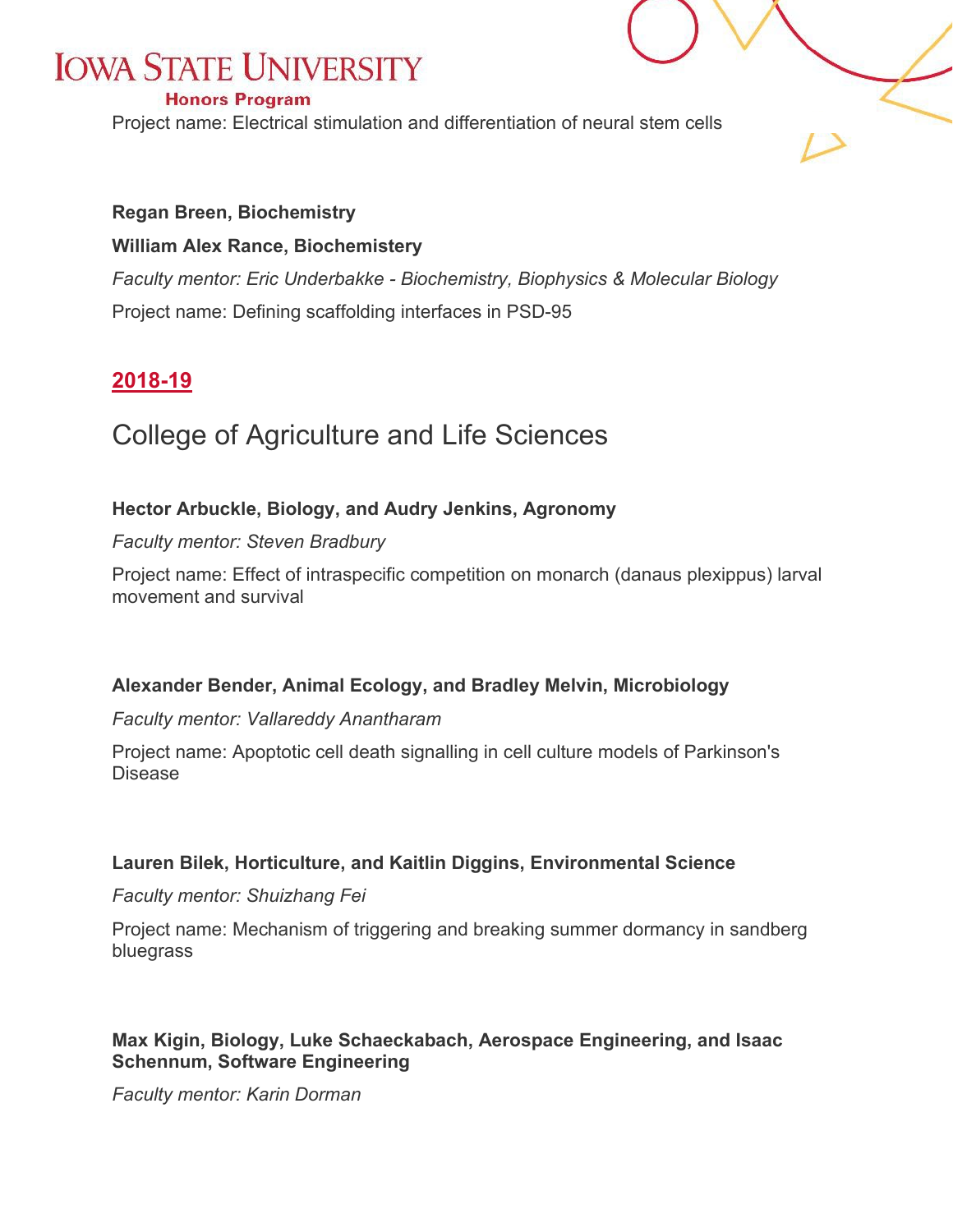Project name: Electrical stimulation and differentiation of neural stem cells

**Regan Breen, Biochemistry**

**William Alex Rance, Biochemistery**

*Faculty mentor: Eric Underbakke - Biochemistry, Biophysics & Molecular Biology*

Project name: Defining scaffolding interfaces in PSD-95

## 2018-19

## College of Agriculture and Life Sciences

**Hector Arbuckle, Biology, and Audry Jenkins, Agronomy**

*Faculty mentor: Steven Bradbury*

Project name: Effect of intraspecific competition on monarch (danaus plexippus) larval movement and survival

**Alexander Bender, Animal Ecology, and Bradley Melvin, Microbiology**

*Faculty mentor: Vallareddy Anantharam*

Project name: Apoptotic cell death signalling in cell culture models of Parkinson's Disease

**Lauren Bilek, Horticulture, and Kaitlin Diggins, Environmental Science**

*Faculty mentor: Shuizhang Fei*

Project name: Mechanism of triggering and breaking summer dormancy in sandberg bluegrass

**Max Kigin, Biology, Luke Schaeckabach, Aerospace Engineering, and Isaac Schennum, Software Engineering**

*Faculty mentor: Karin Dorman*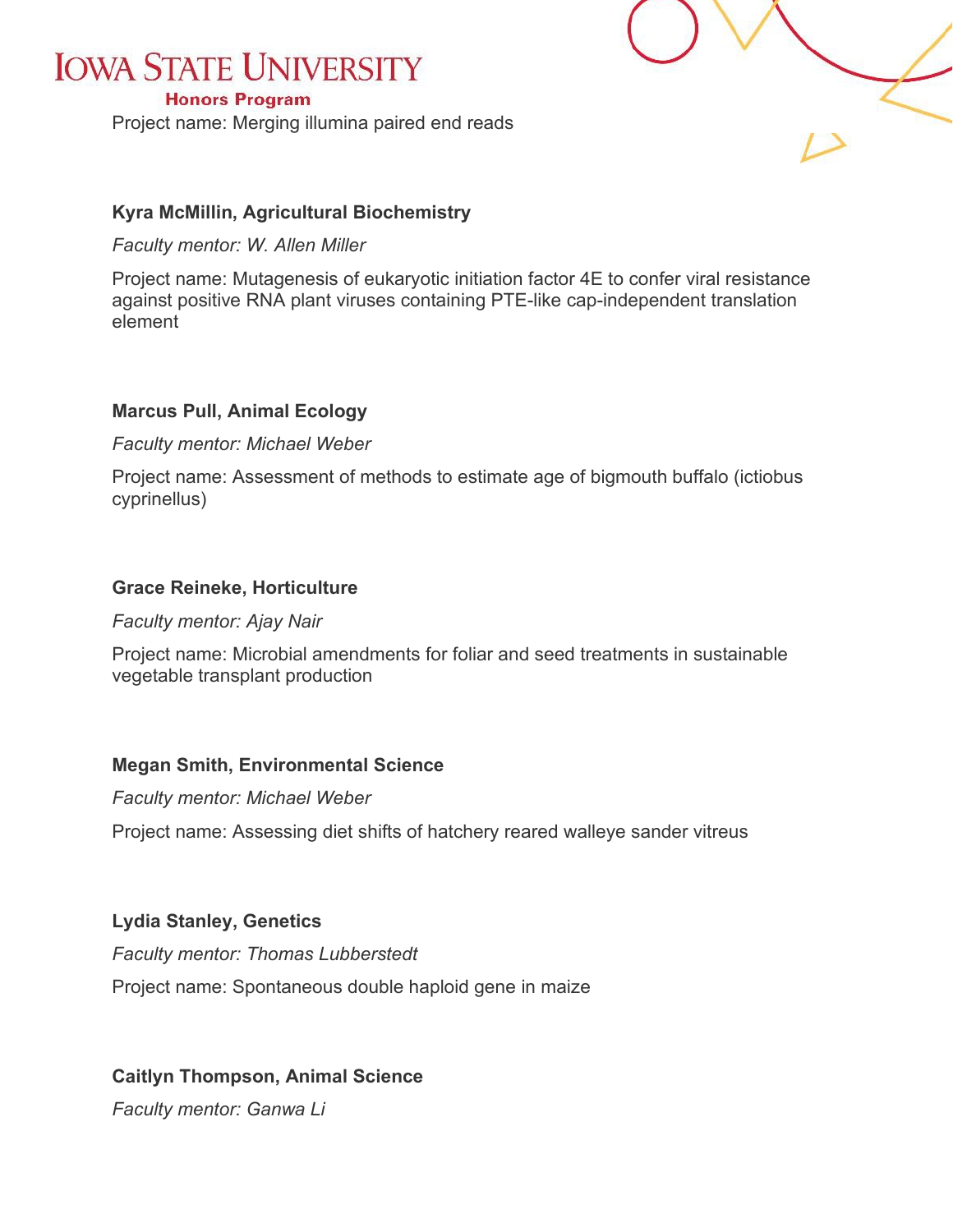Project name: Merging illumina paired end reads

**Kyra McMillin, Agricultural Biochemistry**

*Faculty mentor: W. Allen Miller*

Project name: Mutagenesis of eukaryotic initiation factor 4E to confer viral resistance against positive RNA plant viruses containing PTE-like cap-independent translation element

**Marcus Pull, Animal Ecology**

*Faculty mentor: Michael Weber*

Project name: Assessment of methods to estimate age of bigmouth buffalo (ictiobus cyprinellus)

**Grace Reineke, Horticulture**

*Faculty mentor: Ajay Nair*

Project name: Microbial amendments for foliar and seed treatments in sustainable vegetable transplant production

**Megan Smith, Environmental Science**

*Faculty mentor: Michael Weber*

Project name: Assessing diet shifts of hatchery reared walleye sander vitreus

**Lydia Stanley, Genetics**

*Faculty mentor: Thomas Lubberstedt*

Project name: Spontaneous double haploid gene in maize

**Caitlyn Thompson, Animal Science**

*Faculty mentor: Ganwa Li*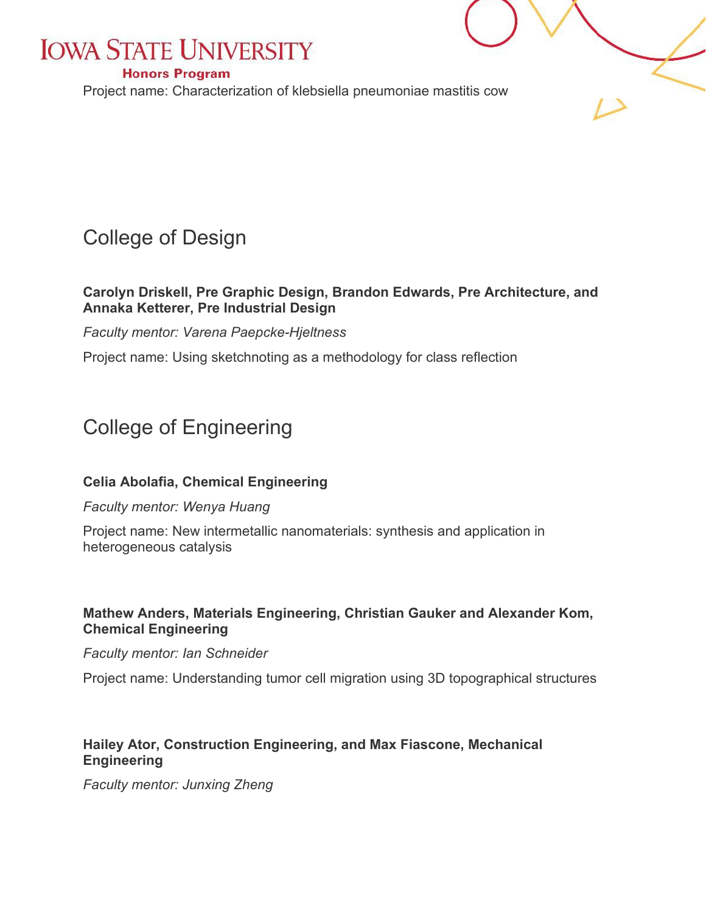Project name: Characterization of klebsiella pneumoniae mastitis cow

## College of Design

**Carolyn Driskell, Pre Graphic Design, Brandon Edwards, Pre Architecture, and Annaka Ketterer, Pre Industrial Design**

*Faculty mentor: Varena Paepcke-Hjeltness*

Project name: Using sketchnoting as a methodology for class reflection

## College of Engineering

**Celia Abolafia, Chemical Engineering**

*Faculty mentor: Wenya Huang*

Project name: New intermetallic nanomaterials: synthesis and application in heterogeneous catalysis

**Mathew Anders, Materials Engineering, Christian Gauker and Alexander Kom, Chemical Engineering**

*Faculty mentor: Ian Schneider*

Project name: Understanding tumor cell migration using 3D topographical structures

**Hailey Ator, Construction Engineering, and Max Fiascone, Mechanical Engineering**

*Faculty mentor: Junxing Zheng*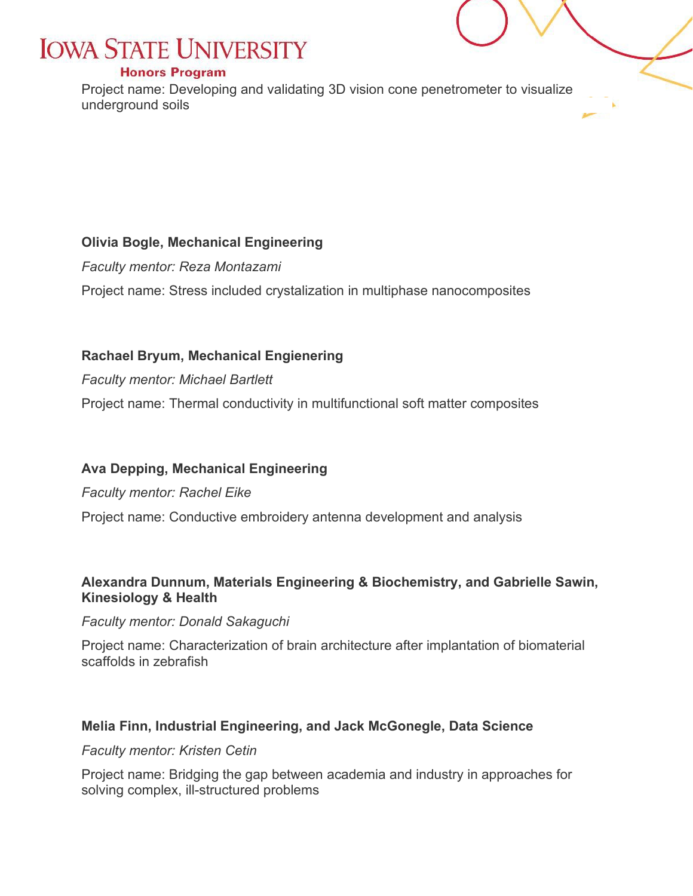Project name: Developing and validating 3D vision cone penetrometer to visualize underground soils

**Olivia Bogle, Mechanical Engineering**

*Faculty mentor: Reza Montazami*

Project name: Stress included crystalization in multiphase nanocomposites

**Rachael Bryum, Mechanical Engienering**

*Faculty mentor: Michael Bartlett*

Project name: Thermal conductivity in multifunctional soft matter composites

**Ava Depping, Mechanical Engineering**

*Faculty mentor: Rachel Eike*

Project name: Conductive embroidery antenna development and analysis

**Alexandra Dunnum, Materials Engineering & Biochemistry, and Gabrielle Sawin, Kinesiology & Health**

*Faculty mentor: Donald Sakaguchi*

Project name: Characterization of brain architecture after implantation of biomaterial scaffolds in zebrafish

**Melia Finn, Industrial Engineering, and Jack McGonegle, Data Science**

*Faculty mentor: Kristen Cetin*

Project name: Bridging the gap between academia and industry in approaches for solving complex, ill-structured problems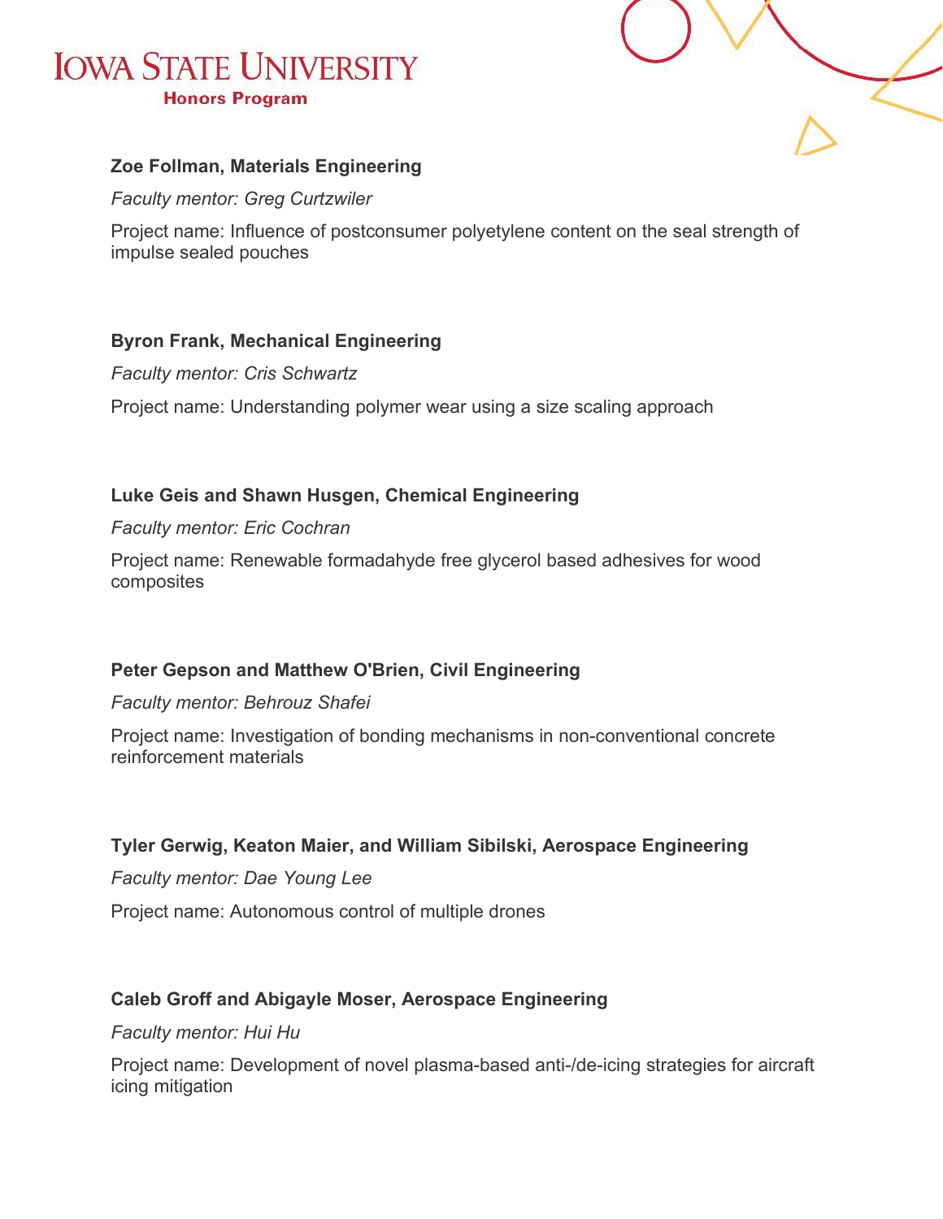**Zoe Follman, Materials Engineering**

*Faculty mentor: Greg Curtzwiler*

Project name: Influence of postconsumer polyetylene content on the seal strength of impulse sealed pouches

**Byron Frank, Mechanical Engineering**

*Faculty mentor: Cris Schwartz*

Project name: Understanding polymer wear using a size scaling approach

**Luke Geis and Shawn Husgen, Chemical Engineering**

*Faculty mentor: Eric Cochran*

Project name: Renewable formadahyde free glycerol based adhesives for wood composites

**Peter Gepson and Matthew O'Brien, Civil Engineering**

*Faculty mentor: Behrouz Shafei*

Project name: Investigation of bonding mechanisms in non-conventional concrete reinforcement materials

**Tyler Gerwig, Keaton Maier, and William Sibilski, Aerospace Engineering**

*Faculty mentor: Dae Young Lee*

Project name: Autonomous control of multiple drones

**Caleb Groff and Abigayle Moser, Aerospace Engineering**

*Faculty mentor: Hui Hu*

Project name: Development of novel plasma-based anti-/de-icing strategies for aircraft icing mitigation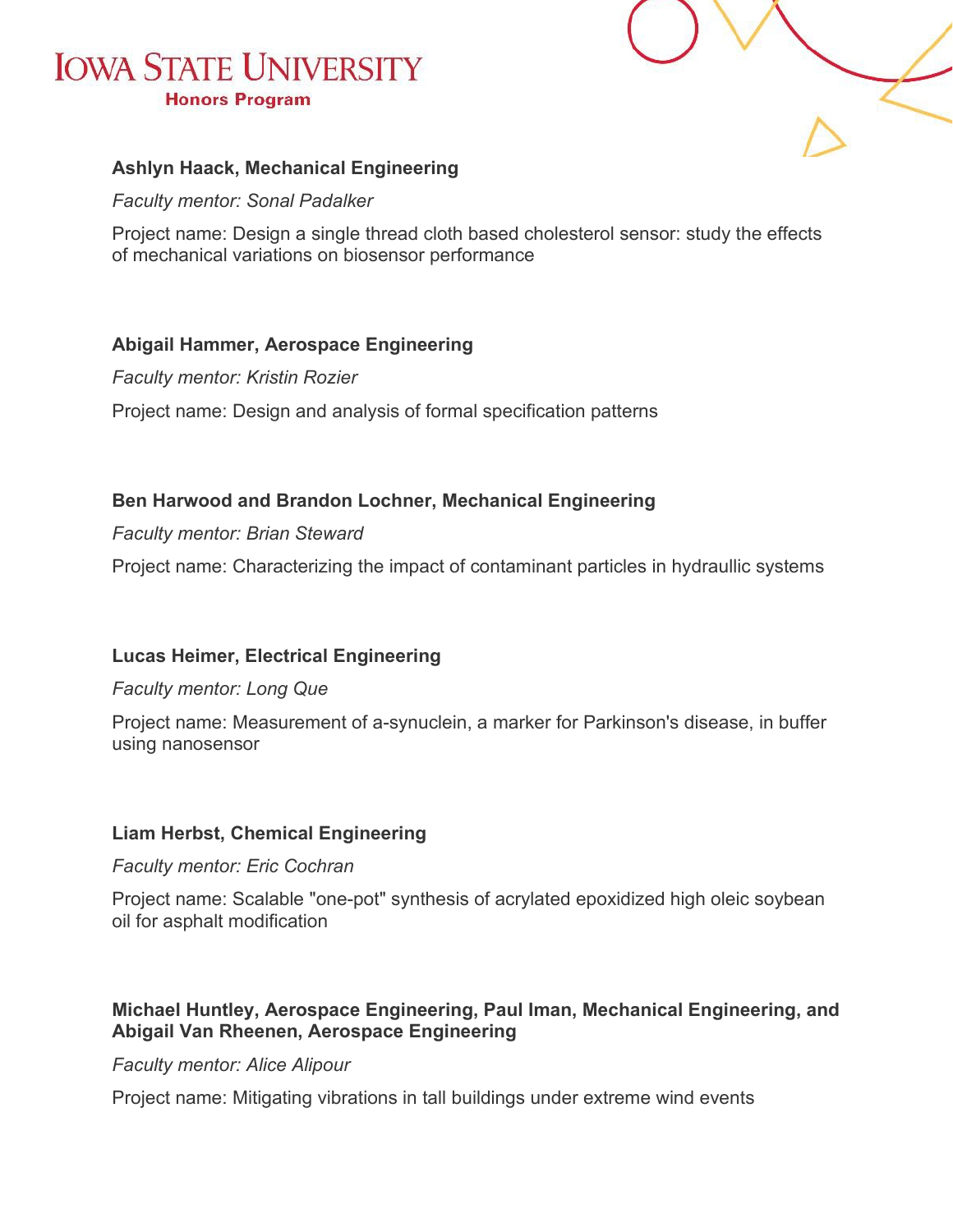**Ashlyn Haack, Mechanical Engineering**

*Faculty mentor: Sonal Padalker*

Project name: Design a single thread cloth based cholesterol sensor: study the effects of mechanical variations on biosensor performance

**Abigail Hammer, Aerospace Engineering**

*Faculty mentor: Kristin Rozier*

Project name: Design and analysis of formal specification patterns

**Ben Harwood and Brandon Lochner, Mechanical Engineering**

*Faculty mentor: Brian Steward*

Project name: Characterizing the impact of contaminant particles in hydraullic systems

**Lucas Heimer, Electrical Engineering**

*Faculty mentor: Long Que*

Project name: Measurement of a-synuclein, a marker for Parkinson's disease, in buffer using nanosensor

**Liam Herbst, Chemical Engineering**

*Faculty mentor: Eric Cochran*

Project name: Scalable "one-pot" synthesis of acrylated epoxidized high oleic soybean oil for asphalt modification

**Michael Huntley, Aerospace Engineering, Paul Iman, Mechanical Engineering, and Abigail Van Rheenen, Aerospace Engineering**

*Faculty mentor: Alice Alipour*

Project name: Mitigating vibrations in tall buildings under extreme wind events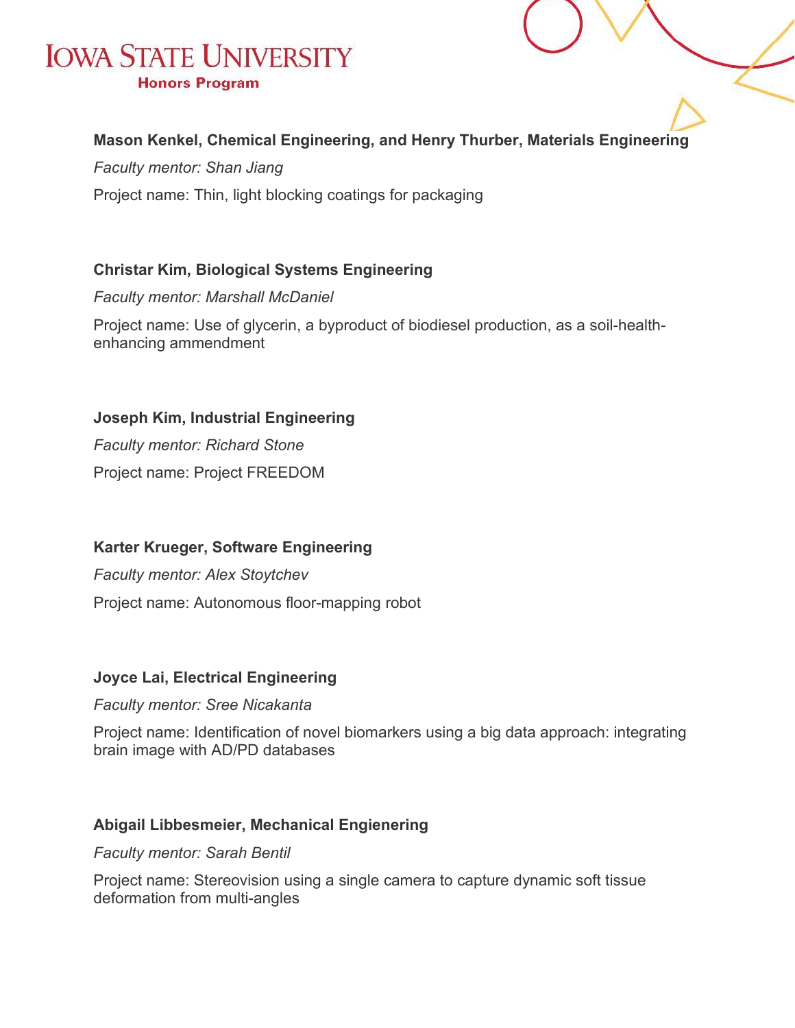**Mason Kenkel, Chemical Engineering, and Henry Thurber, Materials Engineering**

*Faculty mentor: Shan Jiang*

Project name: Thin, light blocking coatings for packaging

**Christar Kim, Biological Systems Engineering**

*Faculty mentor: Marshall McDaniel*

Project name: Use of glycerin, a byproduct of biodiesel production, as a soil-health-enhancing ammendment

**Joseph Kim, Industrial Engineering**

*Faculty mentor: Richard Stone*

Project name: Project FREEDOM

**Karter Krueger, Software Engineering**

*Faculty mentor: Alex Stoytchev*

Project name: Autonomous floor-mapping robot

**Joyce Lai, Electrical Engineering**

*Faculty mentor: Sree Nicakanta*

Project name: Identification of novel biomarkers using a big data approach: integrating brain image with AD/PD databases

**Abigail Libbesmeier, Mechanical Engienering**

*Faculty mentor: Sarah Bentil*

Project name: Stereovision using a single camera to capture dynamic soft tissue deformation from multi-angles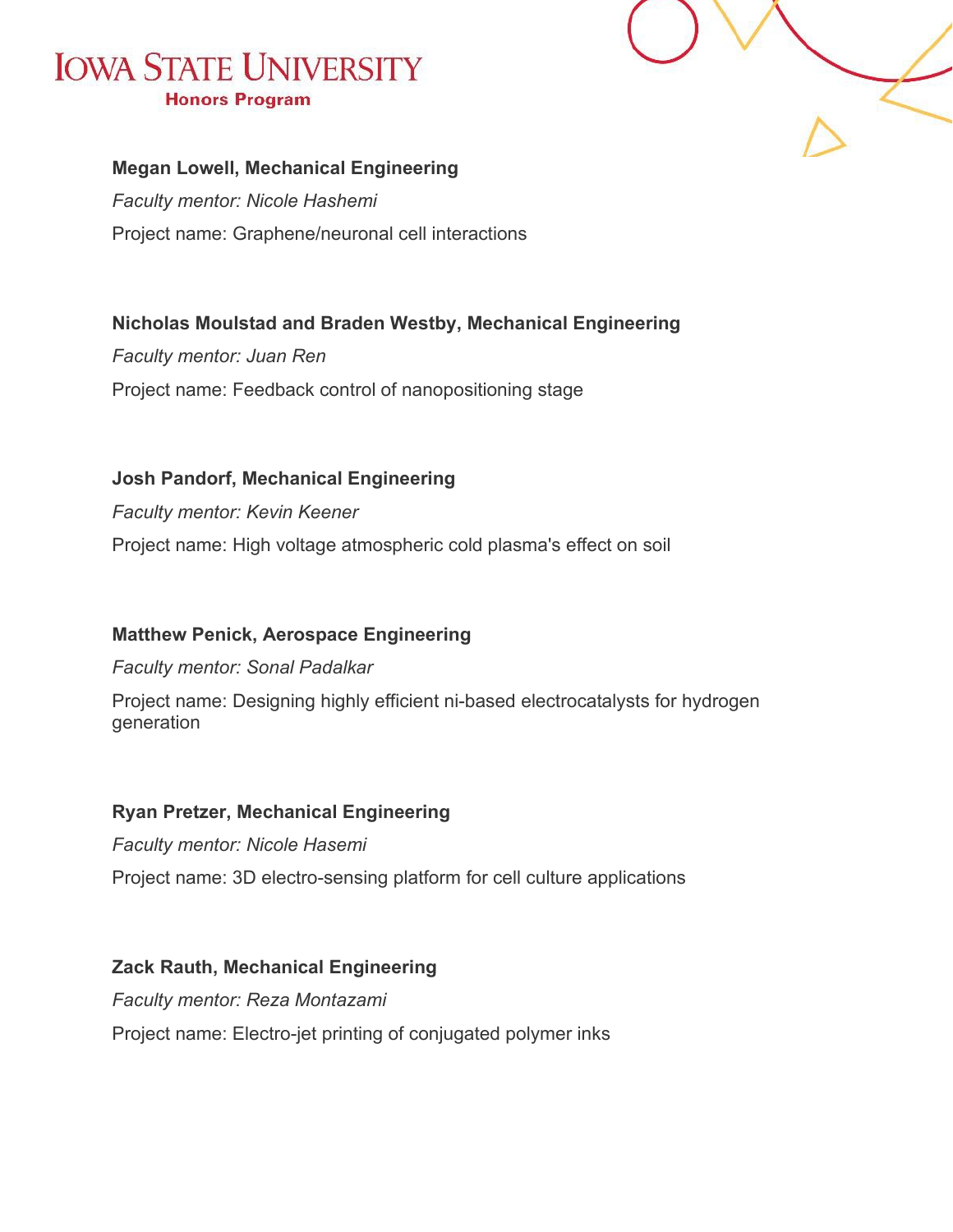**Megan Lowell, Mechanical Engineering**

*Faculty mentor: Nicole Hashemi*

Project name: Graphene/neuronal cell interactions

**Nicholas Moulstad and Braden Westby, Mechanical Engineering**

*Faculty mentor: Juan Ren*

Project name: Feedback control of nanopositioning stage

**Josh Pandorf, Mechanical Engineering**

*Faculty mentor: Kevin Keener*

Project name: High voltage atmospheric cold plasma's effect on soil

**Matthew Penick, Aerospace Engineering**

*Faculty mentor: Sonal Padalkar*

Project name: Designing highly efficient ni-based electrocatalysts for hydrogen generation

**Ryan Pretzer, Mechanical Engineering**

*Faculty mentor: Nicole Hasemi*

Project name: 3D electro-sensing platform for cell culture applications

**Zack Rauth, Mechanical Engineering**

*Faculty mentor: Reza Montazami*

Project name: Electro-jet printing of conjugated polymer inks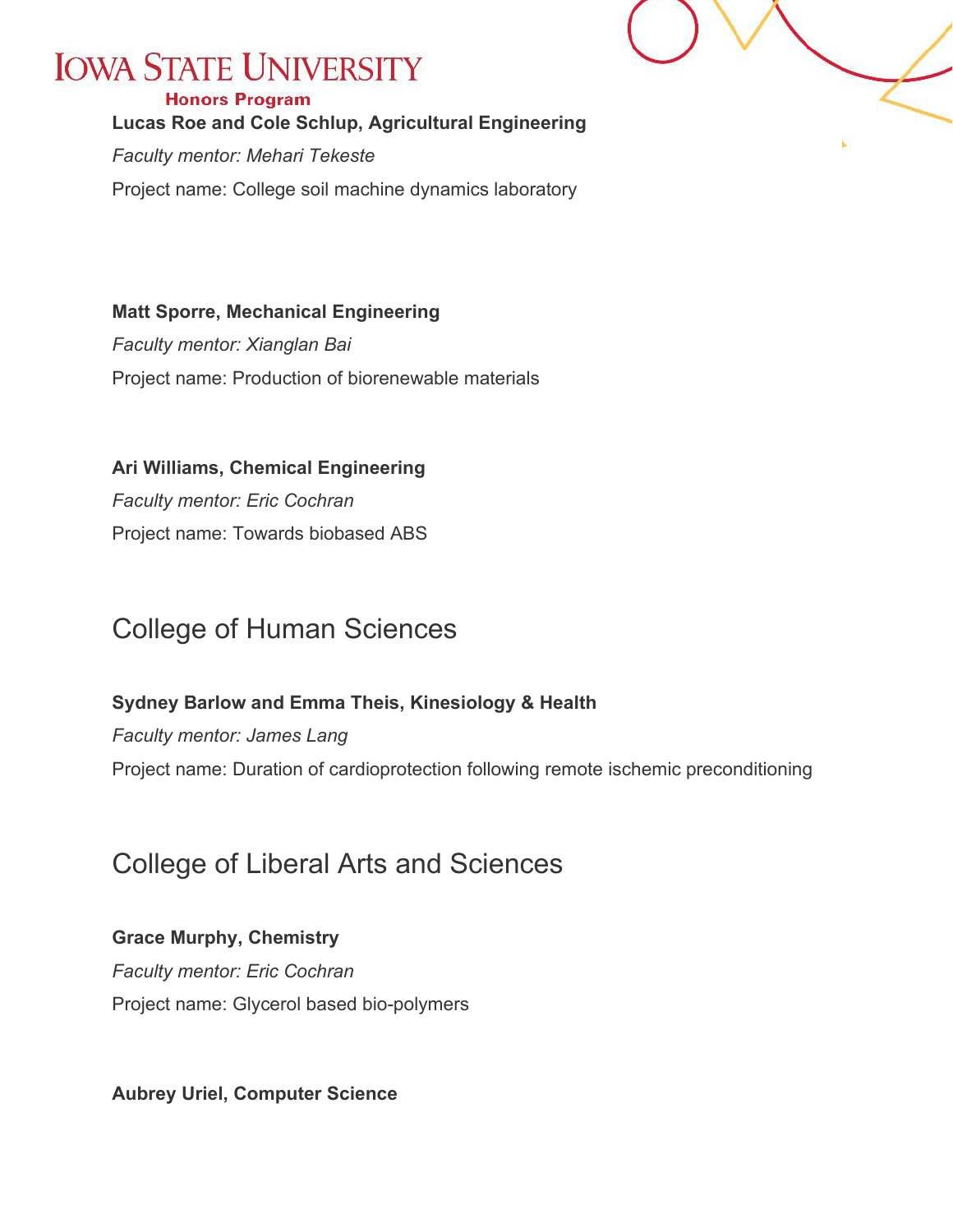**Lucas Roe and Cole Schlup, Agricultural Engineering**

*Faculty mentor: Mehari Tekeste*

Project name: College soil machine dynamics laboratory

**Matt Sporre, Mechanical Engineering**

*Faculty mentor: Xianglan Bai*

Project name: Production of biorenewable materials

**Ari Williams, Chemical Engineering**

*Faculty mentor: Eric Cochran*

Project name: Towards biobased ABS

## College of Human Sciences

**Sydney Barlow and Emma Theis, Kinesiology & Health**

*Faculty mentor: James Lang*

Project name: Duration of cardioprotection following remote ischemic preconditioning

## College of Liberal Arts and Sciences

**Grace Murphy, Chemistry**

*Faculty mentor: Eric Cochran*

Project name: Glycerol based bio-polymers

**Aubrey Uriel, Computer Science**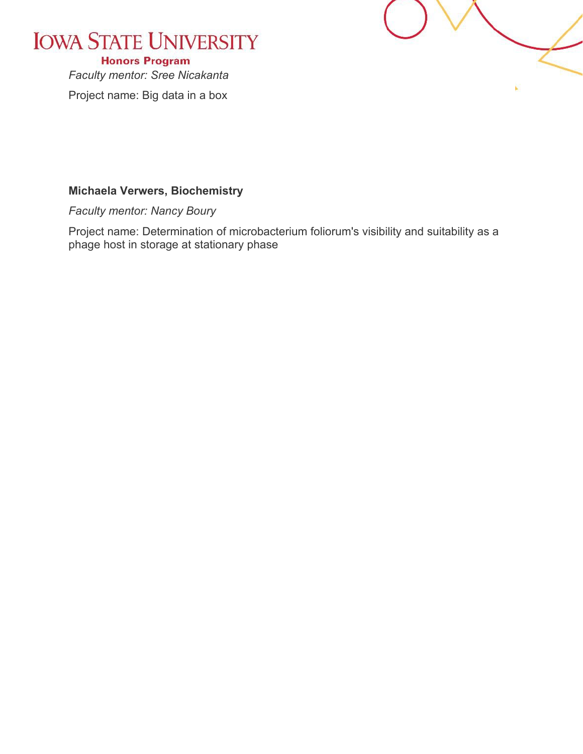*Faculty mentor: Sree Nicakanta*

Project name: Big data in a box

**Michaela Verwers, Biochemistry**

*Faculty mentor: Nancy Boury*

Project name: Determination of microbacterium foliorum's visibility and suitability as a phage host in storage at stationary phase